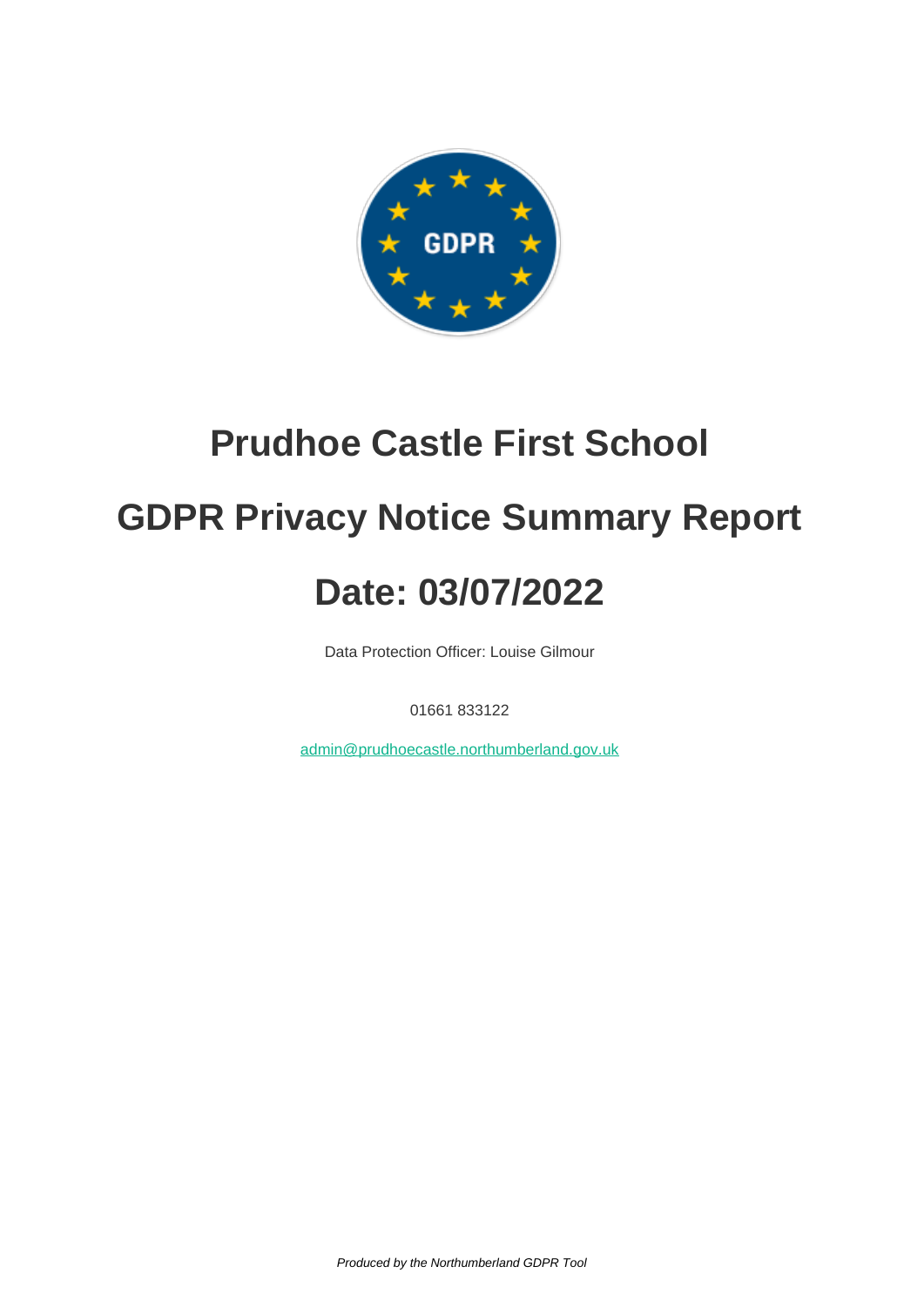# Prudhoe Castle First School

# GDPR Privacy Notice Summary Report

# Date: 03/07/2022

Data Protection Officer: Louise Gilmour

01661 833122

admin@prudhoecastle.northumberland.gov.uk

*Produced by the Northumberland GDPR Tool*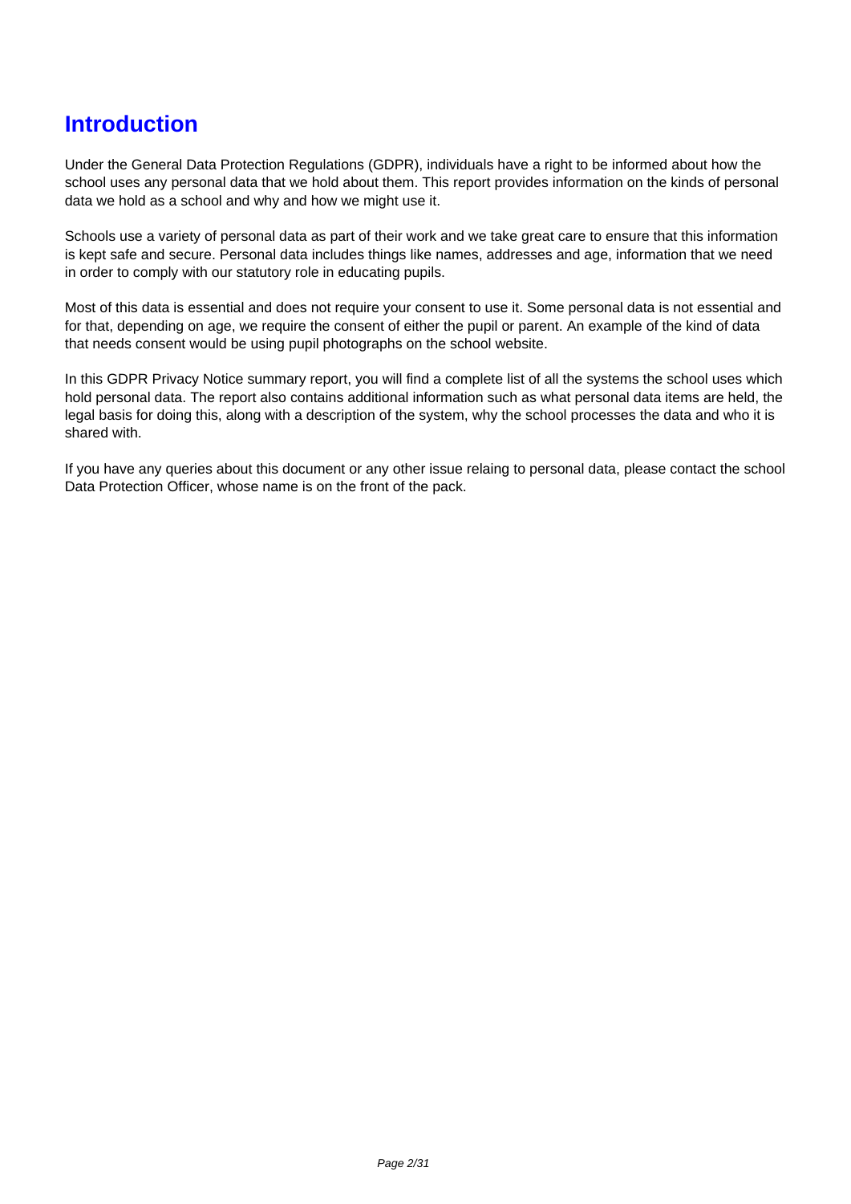# Introduction

Under the General Data Protection Regulations (GDPR), individuals have a right to be informed about how the school uses any personal data that we hold about them. This report provides information on the kinds of personal data we hold as a school and why and how we might use it.

Schools use a variety of personal data as part of their work and we take great care to ensure that this information is kept safe and secure. Personal data includes things like names, addresses and age, information that we need in order to comply with our statutory role in educating pupils.

Most of this data is essential and does not require your consent to use it. Some personal data is not essential and for that, depending on age, we require the consent of either the pupil or parent. An example of the kind of data that needs consent would be using pupil photographs on the school website.

In this GDPR Privacy Notice summary report, you will find a complete list of all the systems the school uses which hold personal data. The report also contains additional information such as what personal data items are held, the legal basis for doing this, along with a description of the system, why the school processes the data and who it is shared with.

If you have any queries about this document or any other issue relaing to personal data, please contact the school Data Protection Officer, whose name is on the front of the pack.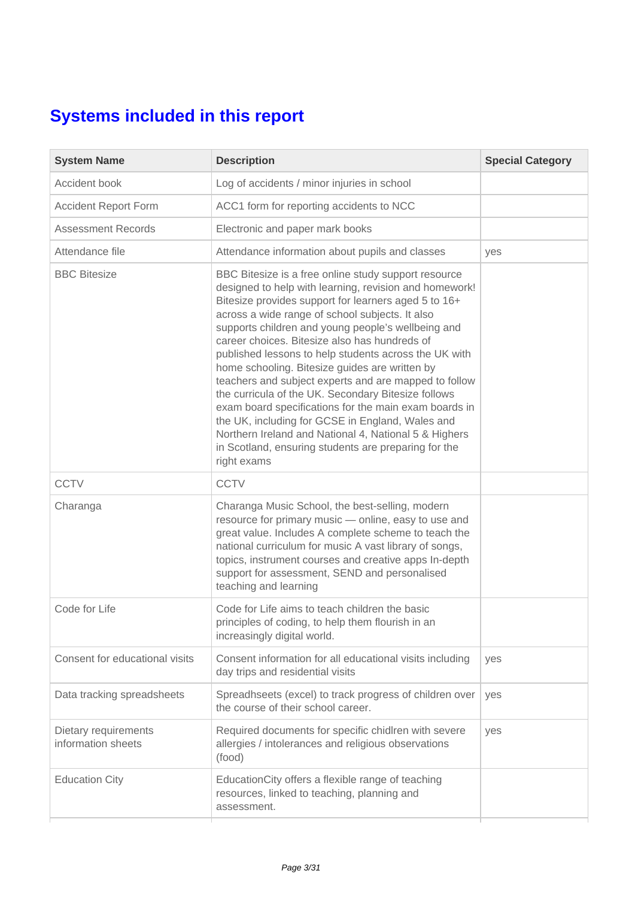# Systems included in this report

| System Name | Description | Special Category |
| --- | --- | --- |
| Accident book | Log of accidents / minor injuries in school | |
| Accident Report Form | ACC1 form for reporting accidents to NCC | |
| Assessment Records | Electronic and paper mark books | |
| Attendance file | Attendance information about pupils and classes | yes |
| BBC Bitesize | BBC Bitesize is a free online study support resource designed to help with learning, revision and homework! Bitesize provides support for learners aged 5 to 16+ across a wide range of school subjects. It also supports children and young people's wellbeing and career choices. Bitesize also has hundreds of published lessons to help students across the UK with home schooling. Bitesize guides are written by teachers and subject experts and are mapped to follow the curricula of the UK. Secondary Bitesize follows exam board specifications for the main exam boards in the UK, including for GCSE in England, Wales and Northern Ireland and National 4, National 5 & Highers in Scotland, ensuring students are preparing for the right exams | |
| CCTV | CCTV | |
| Charanga | Charanga Music School, the best-selling, modern resource for primary music — online, easy to use and great value. Includes A complete scheme to teach the national curriculum for music A vast library of songs, topics, instrument courses and creative apps In-depth support for assessment, SEND and personalised teaching and learning | |
| Code for Life | Code for Life aims to teach children the basic principles of coding, to help them flourish in an increasingly digital world. | |
| Consent for educational visits | Consent information for all educational visits including day trips and residential visits | yes |
| Data tracking spreadsheets | Spreadhseets (excel) to track progress of children over the course of their school career. | yes |
| Dietary requirements information sheets | Required documents for specific chidlren with severe allergies / intolerances and religious observations (food) | yes |
| Education City | EducationCity offers a flexible range of teaching resources, linked to teaching, planning and assessment. | |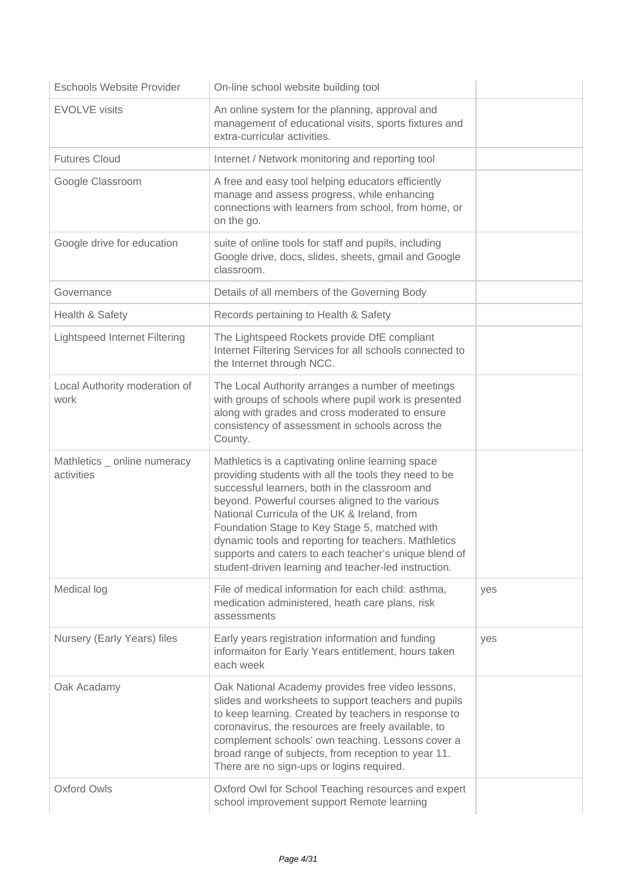| | | |
|---|---|---|
| Eschools Website Provider | On-line school website building tool | |
| EVOLVE visits | An online system for the planning, approval and management of educational visits, sports fixtures and extra-curricular activities. | |
| Futures Cloud | Internet / Network monitoring and reporting tool | |
| Google Classroom | A free and easy tool helping educators efficiently manage and assess progress, while enhancing connections with learners from school, from home, or on the go. | |
| Google drive for education | suite of online tools for staff and pupils, including Google drive, docs, slides, sheets, gmail and Google classroom. | |
| Governance | Details of all members of the Governing Body | |
| Health & Safety | Records pertaining to Health & Safety | |
| Lightspeed Internet Filtering | The Lightspeed Rockets provide DfE compliant Internet Filtering Services for all schools connected to the Internet through NCC. | |
| Local Authority moderation of work | The Local Authority arranges a number of meetings with groups of schools where pupil work is presented along with grades and cross moderated to ensure consistency of assessment in schools across the County. | |
| Mathletics _ online numeracy activities | Mathletics is a captivating online learning space providing students with all the tools they need to be successful learners, both in the classroom and beyond. Powerful courses aligned to the various National Curricula of the UK & Ireland, from Foundation Stage to Key Stage 5, matched with dynamic tools and reporting for teachers. Mathletics supports and caters to each teacher's unique blend of student-driven learning and teacher-led instruction. | |
| Medical log | File of medical information for each child: asthma, medication administered, heath care plans, risk assessments | yes |
| Nursery (Early Years) files | Early years registration information and funding informaiton for Early Years entitlement, hours taken each week | yes |
| Oak Acadamy | Oak National Academy provides free video lessons, slides and worksheets to support teachers and pupils to keep learning. Created by teachers in response to coronavirus, the resources are freely available, to complement schools' own teaching. Lessons cover a broad range of subjects, from reception to year 11. There are no sign-ups or logins required. | |
| Oxford Owls | Oxford Owl for School Teaching resources and expert school improvement support Remote learning | |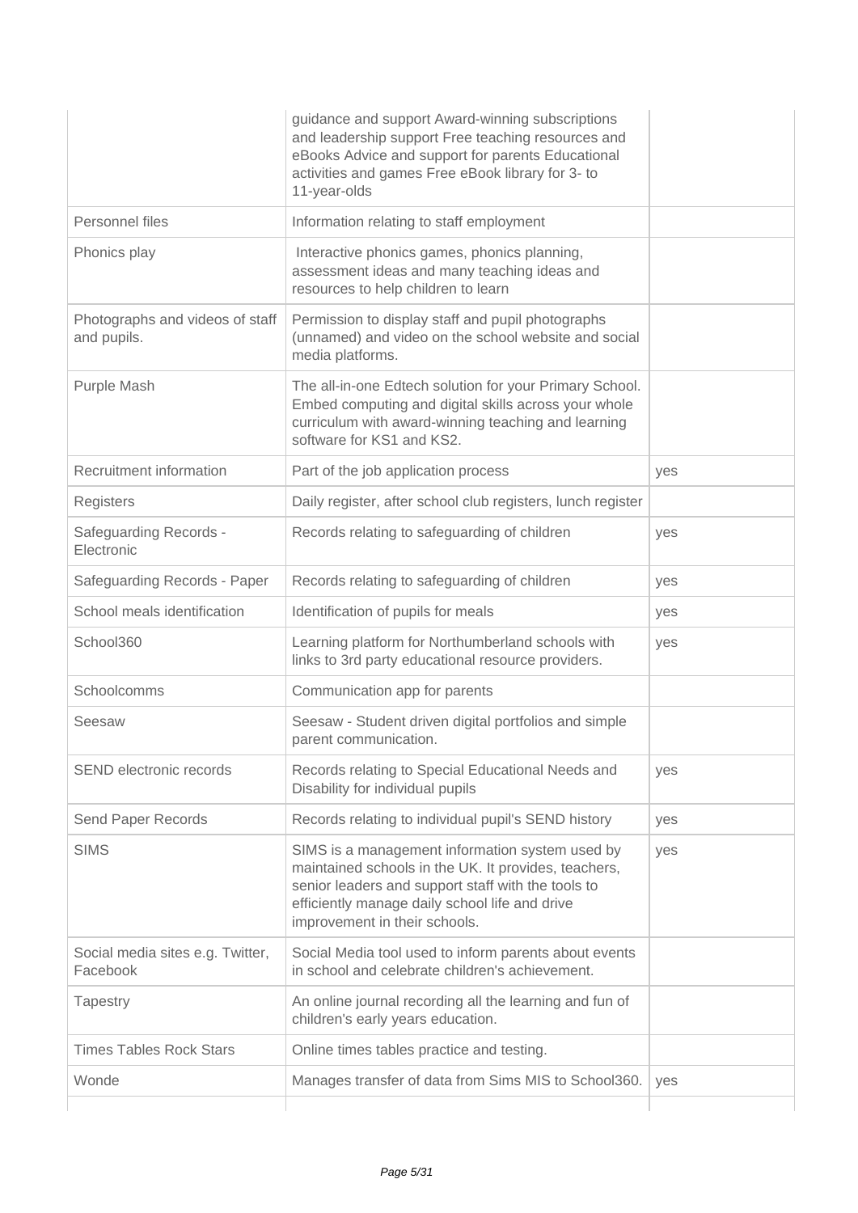| | | |
|---|---|---|
| | guidance and support Award-winning subscriptions and leadership support Free teaching resources and eBooks Advice and support for parents Educational activities and games Free eBook library for 3- to 11-year-olds | |
| Personnel files | Information relating to staff employment | |
| Phonics play | Interactive phonics games, phonics planning, assessment ideas and many teaching ideas and resources to help children to learn | |
| Photographs and videos of staff and pupils. | Permission to display staff and pupil photographs (unnamed) and video on the school website and social media platforms. | |
| Purple Mash | The all-in-one Edtech solution for your Primary School. Embed computing and digital skills across your whole curriculum with award-winning teaching and learning software for KS1 and KS2. | |
| Recruitment information | Part of the job application process | yes |
| Registers | Daily register, after school club registers, lunch register | |
| Safeguarding Records - Electronic | Records relating to safeguarding of children | yes |
| Safeguarding Records - Paper | Records relating to safeguarding of children | yes |
| School meals identification | Identification of pupils for meals | yes |
| School360 | Learning platform for Northumberland schools with links to 3rd party educational resource providers. | yes |
| Schoolcomms | Communication app for parents | |
| Seesaw | Seesaw - Student driven digital portfolios and simple parent communication. | |
| SEND electronic records | Records relating to Special Educational Needs and Disability for individual pupils | yes |
| Send Paper Records | Records relating to individual pupil's SEND history | yes |
| SIMS | SIMS is a management information system used by maintained schools in the UK. It provides, teachers, senior leaders and support staff with the tools to efficiently manage daily school life and drive improvement in their schools. | yes |
| Social media sites e.g. Twitter, Facebook | Social Media tool used to inform parents about events in school and celebrate children's achievement. | |
| Tapestry | An online journal recording all the learning and fun of children's early years education. | |
| Times Tables Rock Stars | Online times tables practice and testing. | |
| Wonde | Manages transfer of data from Sims MIS to School360. | yes |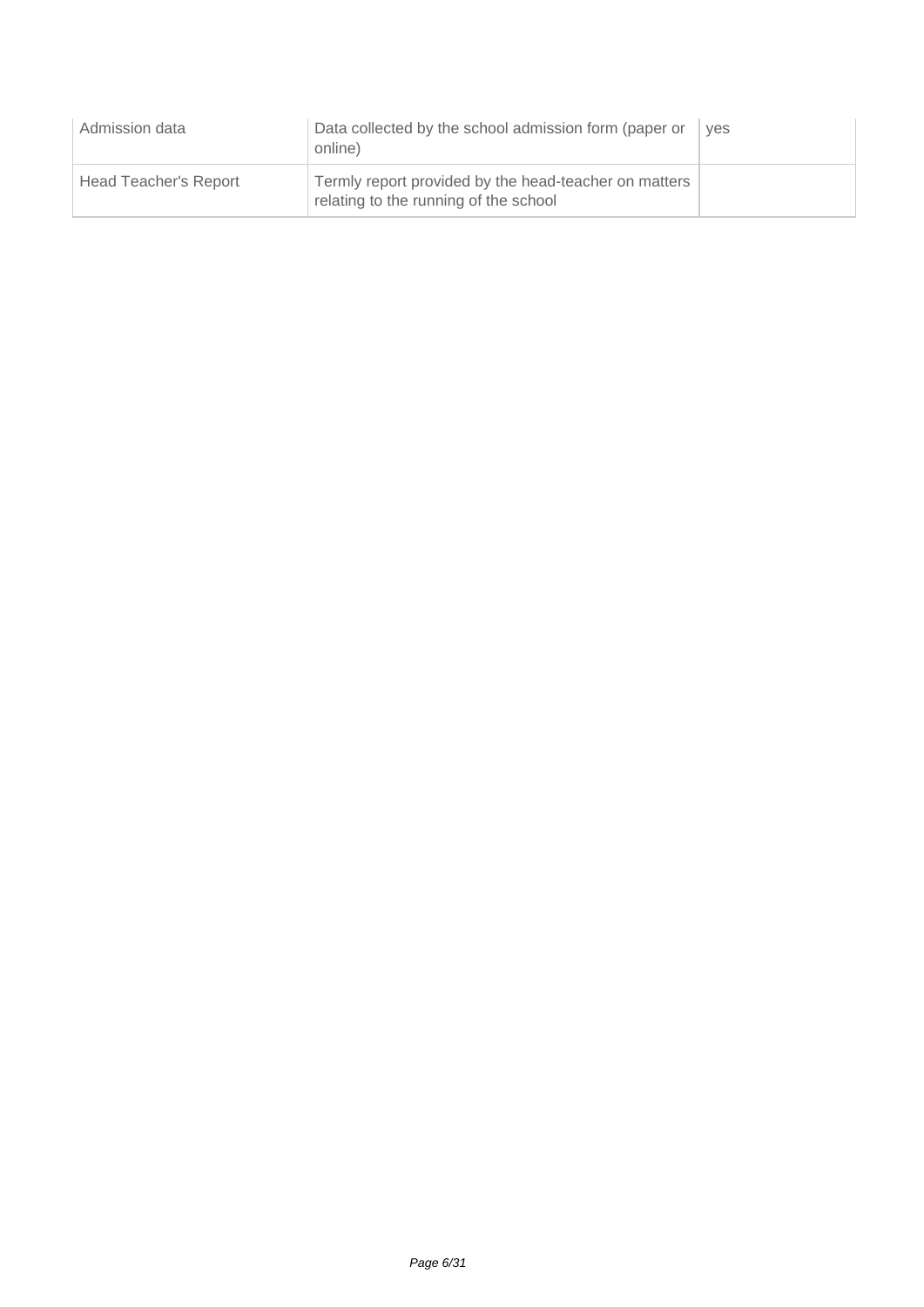| | | |
|---|---|---|
| Admission data | Data collected by the school admission form (paper or online) | yes |
| Head Teacher's Report | Termly report provided by the head-teacher on matters relating to the running of the school | |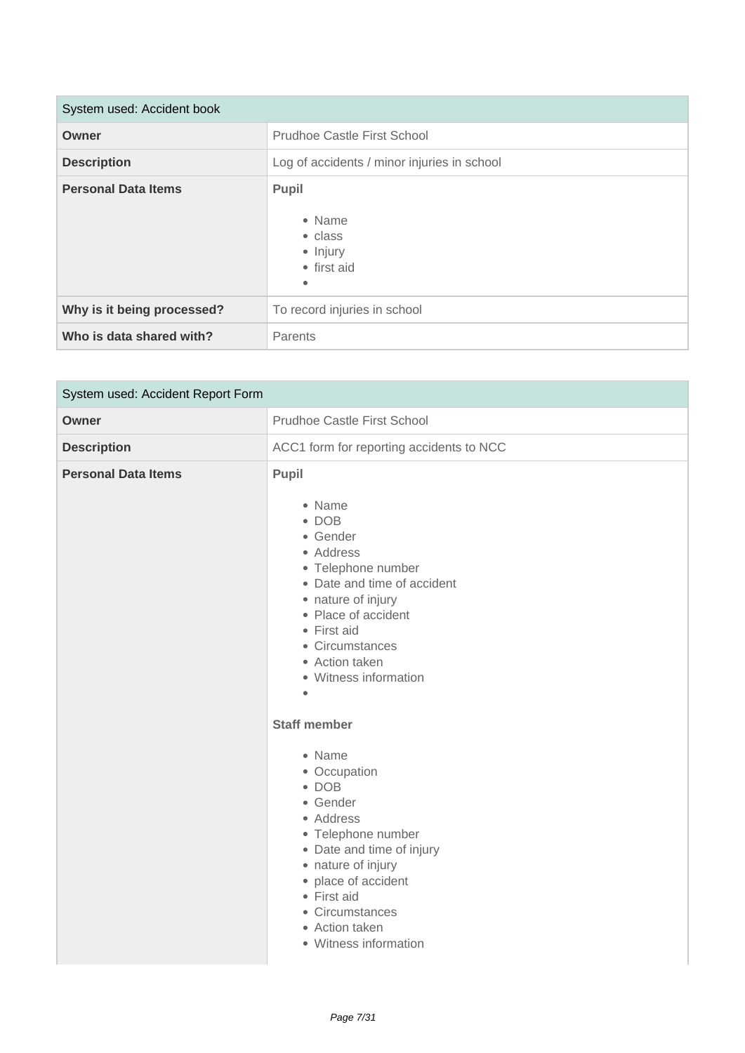| System used: Accident book | |
|---|---|
| **Owner** | Prudhoe Castle First School |
| **Description** | Log of accidents / minor injuries in school |
| **Personal Data Items** | **Pupil**<br><br>• Name<br>• class<br>• Injury<br>• first aid<br>• |
| **Why is it being processed?** | To record injuries in school |
| **Who is data shared with?** | Parents |

| System used: Accident Report Form | |
|---|---|
| **Owner** | Prudhoe Castle First School |
| **Description** | ACC1 form for reporting accidents to NCC |
| **Personal Data Items** | **Pupil**<br><br>• Name<br>• DOB<br>• Gender<br>• Address<br>• Telephone number<br>• Date and time of accident<br>• nature of injury<br>• Place of accident<br>• First aid<br>• Circumstances<br>• Action taken<br>• Witness information<br>•<br><br>**Staff member**<br><br>• Name<br>• Occupation<br>• DOB<br>• Gender<br>• Address<br>• Telephone number<br>• Date and time of injury<br>• nature of injury<br>• place of accident<br>• First aid<br>• Circumstances<br>• Action taken<br>• Witness information |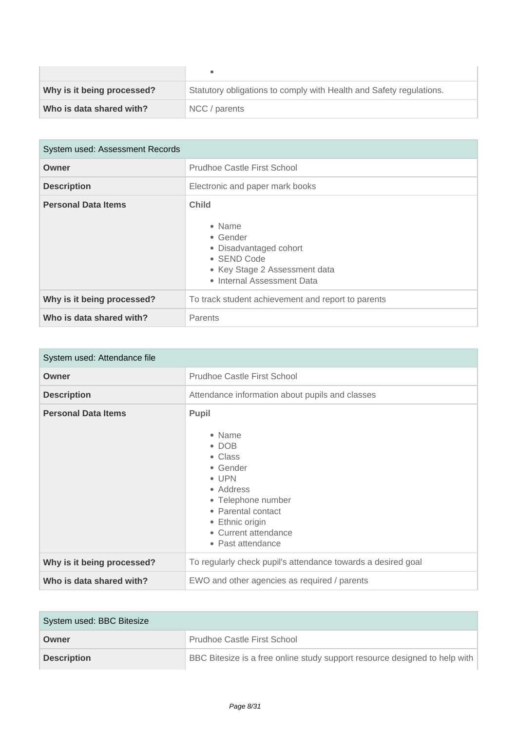| | |
|---|---|
| | • |
| **Why is it being processed?** | Statutory obligations to comply with Health and Safety regulations. |
| **Who is data shared with?** | NCC / parents |

| System used: Assessment Records | |
|---|---|
| **Owner** | Prudhoe Castle First School |
| **Description** | Electronic and paper mark books |
| **Personal Data Items** | **Child**<br><br>• Name<br>• Gender<br>• Disadvantaged cohort<br>• SEND Code<br>• Key Stage 2 Assessment data<br>• Internal Assessment Data |
| **Why is it being processed?** | To track student achievement and report to parents |
| **Who is data shared with?** | Parents |

| System used: Attendance file | |
|---|---|
| **Owner** | Prudhoe Castle First School |
| **Description** | Attendance information about pupils and classes |
| **Personal Data Items** | **Pupil**<br><br>• Name<br>• DOB<br>• Class<br>• Gender<br>• UPN<br>• Address<br>• Telephone number<br>• Parental contact<br>• Ethnic origin<br>• Current attendance<br>• Past attendance |
| **Why is it being processed?** | To regularly check pupil's attendance towards a desired goal |
| **Who is data shared with?** | EWO and other agencies as required / parents |

| System used: BBC Bitesize | |
|---|---|
| **Owner** | Prudhoe Castle First School |
| **Description** | BBC Bitesize is a free online study support resource designed to help with |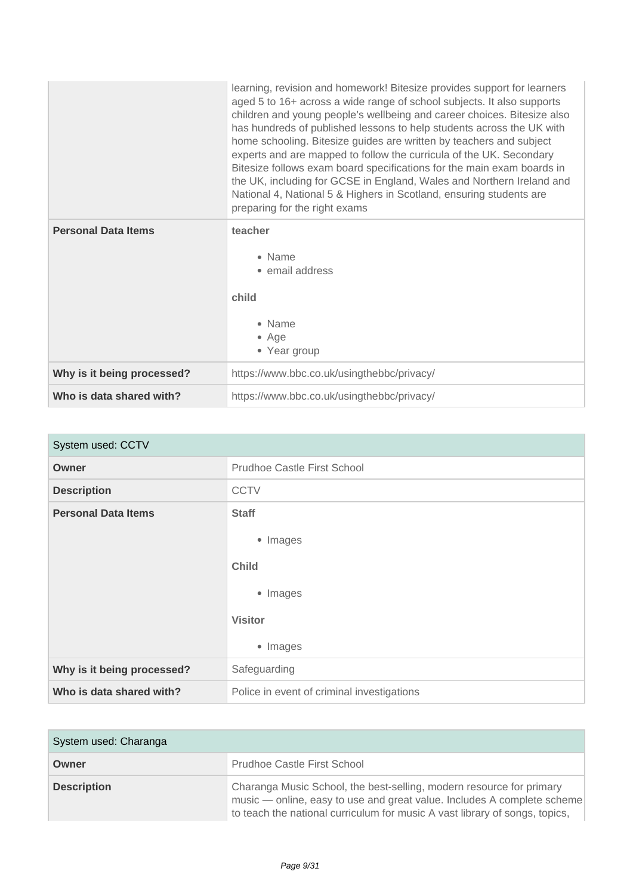| | |
|---|---|
| | learning, revision and homework! Bitesize provides support for learners aged 5 to 16+ across a wide range of school subjects. It also supports children and young people's wellbeing and career choices. Bitesize also has hundreds of published lessons to help students across the UK with home schooling. Bitesize guides are written by teachers and subject experts and are mapped to follow the curricula of the UK. Secondary Bitesize follows exam board specifications for the main exam boards in the UK, including for GCSE in England, Wales and Northern Ireland and National 4, National 5 & Highers in Scotland, ensuring students are preparing for the right exams |
| **Personal Data Items** | **teacher**<br><br>• Name<br>• email address<br><br>**child**<br><br>• Name<br>• Age<br>• Year group |
| **Why is it being processed?** | https://www.bbc.co.uk/usingthebbc/privacy/ |
| **Who is data shared with?** | https://www.bbc.co.uk/usingthebbc/privacy/ |

| System used: CCTV | |
|---|---|
| **Owner** | Prudhoe Castle First School |
| **Description** | CCTV |
| **Personal Data Items** | **Staff**<br><br>• Images<br><br>**Child**<br><br>• Images<br><br>**Visitor**<br><br>• Images |
| **Why is it being processed?** | Safeguarding |
| **Who is data shared with?** | Police in event of criminal investigations |

| System used: Charanga | |
|---|---|
| **Owner** | Prudhoe Castle First School |
| **Description** | Charanga Music School, the best-selling, modern resource for primary music — online, easy to use and great value. Includes A complete scheme to teach the national curriculum for music A vast library of songs, topics, |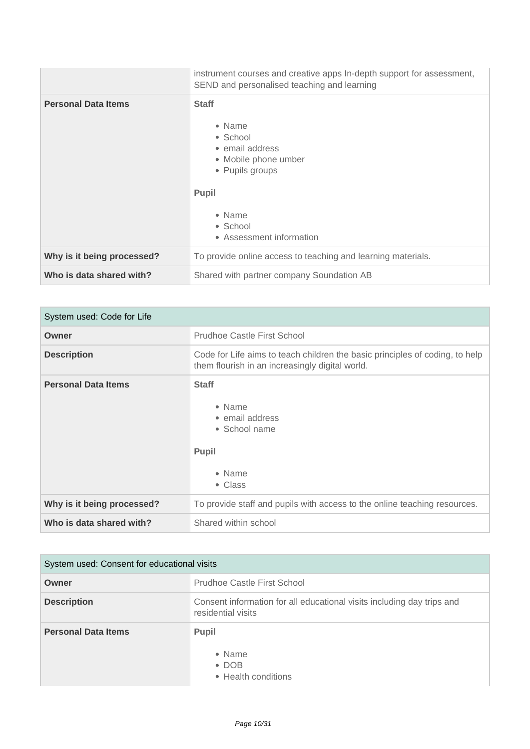| | |
|---|---|
| | instrument courses and creative apps In-depth support for assessment, SEND and personalised teaching and learning |
| **Personal Data Items** | **Staff**<br><br>• Name<br>• School<br>• email address<br>• Mobile phone umber<br>• Pupils groups<br><br>**Pupil**<br><br>• Name<br>• School<br>• Assessment information |
| **Why is it being processed?** | To provide online access to teaching and learning materials. |
| **Who is data shared with?** | Shared with partner company Soundation AB |

| System used: Code for Life | |
|---|---|
| **Owner** | Prudhoe Castle First School |
| **Description** | Code for Life aims to teach children the basic principles of coding, to help them flourish in an increasingly digital world. |
| **Personal Data Items** | **Staff**<br><br>• Name<br>• email address<br>• School name<br><br>**Pupil**<br><br>• Name<br>• Class |
| **Why is it being processed?** | To provide staff and pupils with access to the online teaching resources. |
| **Who is data shared with?** | Shared within school |

| System used: Consent for educational visits | |
|---|---|
| **Owner** | Prudhoe Castle First School |
| **Description** | Consent information for all educational visits including day trips and residential visits |
| **Personal Data Items** | **Pupil**<br><br>• Name<br>• DOB<br>• Health conditions |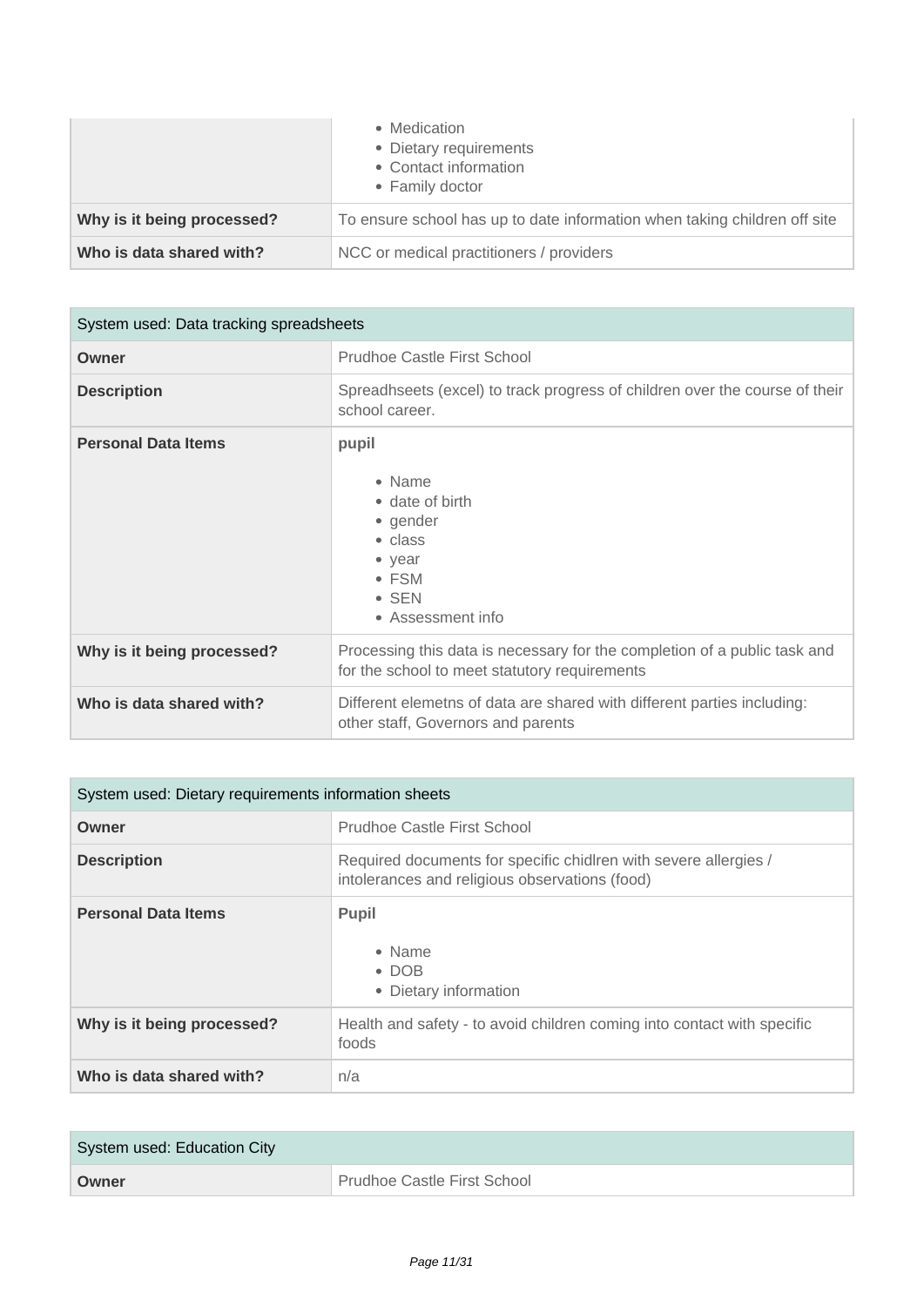| | |
|---|---|
| | • Medication<br>• Dietary requirements<br>• Contact information<br>• Family doctor |
| **Why is it being processed?** | To ensure school has up to date information when taking children off site |
| **Who is data shared with?** | NCC or medical practitioners / providers |

| System used: Data tracking spreadsheets | |
|---|---|
| **Owner** | Prudhoe Castle First School |
| **Description** | Spreadhseets (excel) to track progress of children over the course of their school career. |
| **Personal Data Items** | **pupil**<br><br>• Name<br>• date of birth<br>• gender<br>• class<br>• year<br>• FSM<br>• SEN<br>• Assessment info |
| **Why is it being processed?** | Processing this data is necessary for the completion of a public task and for the school to meet statutory requirements |
| **Who is data shared with?** | Different elemetns of data are shared with different parties including: other staff, Governors and parents |

| System used: Dietary requirements information sheets | |
|---|---|
| **Owner** | Prudhoe Castle First School |
| **Description** | Required documents for specific chidlren with severe allergies / intolerances and religious observations (food) |
| **Personal Data Items** | **Pupil**<br><br>• Name<br>• DOB<br>• Dietary information |
| **Why is it being processed?** | Health and safety - to avoid children coming into contact with specific foods |
| **Who is data shared with?** | n/a |

| System used: Education City | |
|---|---|
| **Owner** | Prudhoe Castle First School |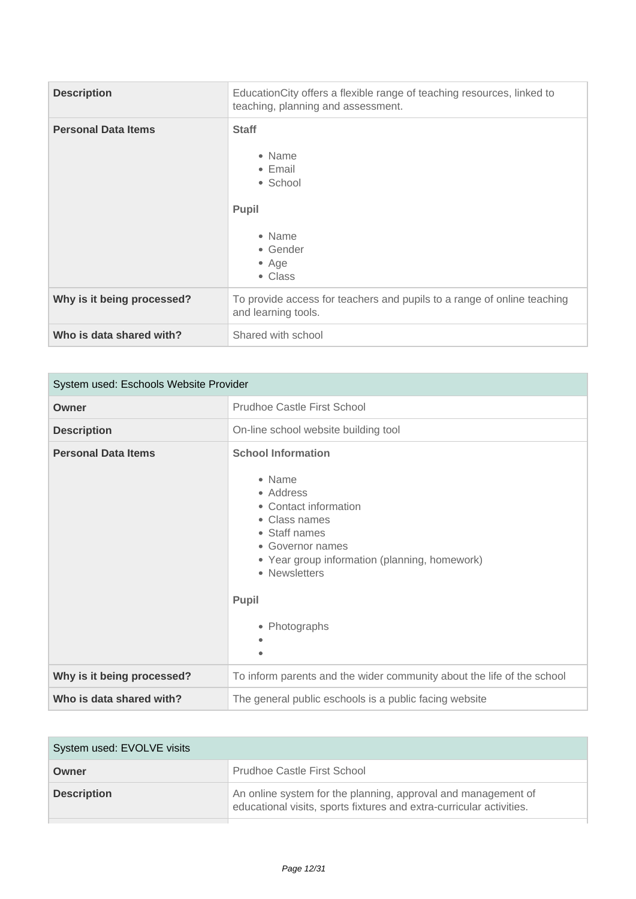| Description | EducationCity offers a flexible range of teaching resources, linked to teaching, planning and assessment. |
|---|---|
| **Personal Data Items** | **Staff**<br><ul><li>Name</li><li>Email</li><li>School</li></ul>**Pupil**<br><ul><li>Name</li><li>Gender</li><li>Age</li><li>Class</li></ul> |
| **Why is it being processed?** | To provide access for teachers and pupils to a range of online teaching and learning tools. |
| **Who is data shared with?** | Shared with school |

| System used: Eschools Website Provider | |
|---|---|
| **Owner** | Prudhoe Castle First School |
| **Description** | On-line school website building tool |
| **Personal Data Items** | **School Information**<br><ul><li>Name</li><li>Address</li><li>Contact information</li><li>Class names</li><li>Staff names</li><li>Governor names</li><li>Year group information (planning, homework)</li><li>Newsletters</li></ul>**Pupil**<br><ul><li>Photographs</li><li></li><li></li></ul> |
| **Why is it being processed?** | To inform parents and the wider community about the life of the school |
| **Who is data shared with?** | The general public eschools is a public facing website |

| System used: EVOLVE visits | |
|---|---|
| **Owner** | Prudhoe Castle First School |
| **Description** | An online system for the planning, approval and management of educational visits, sports fixtures and extra-curricular activities. |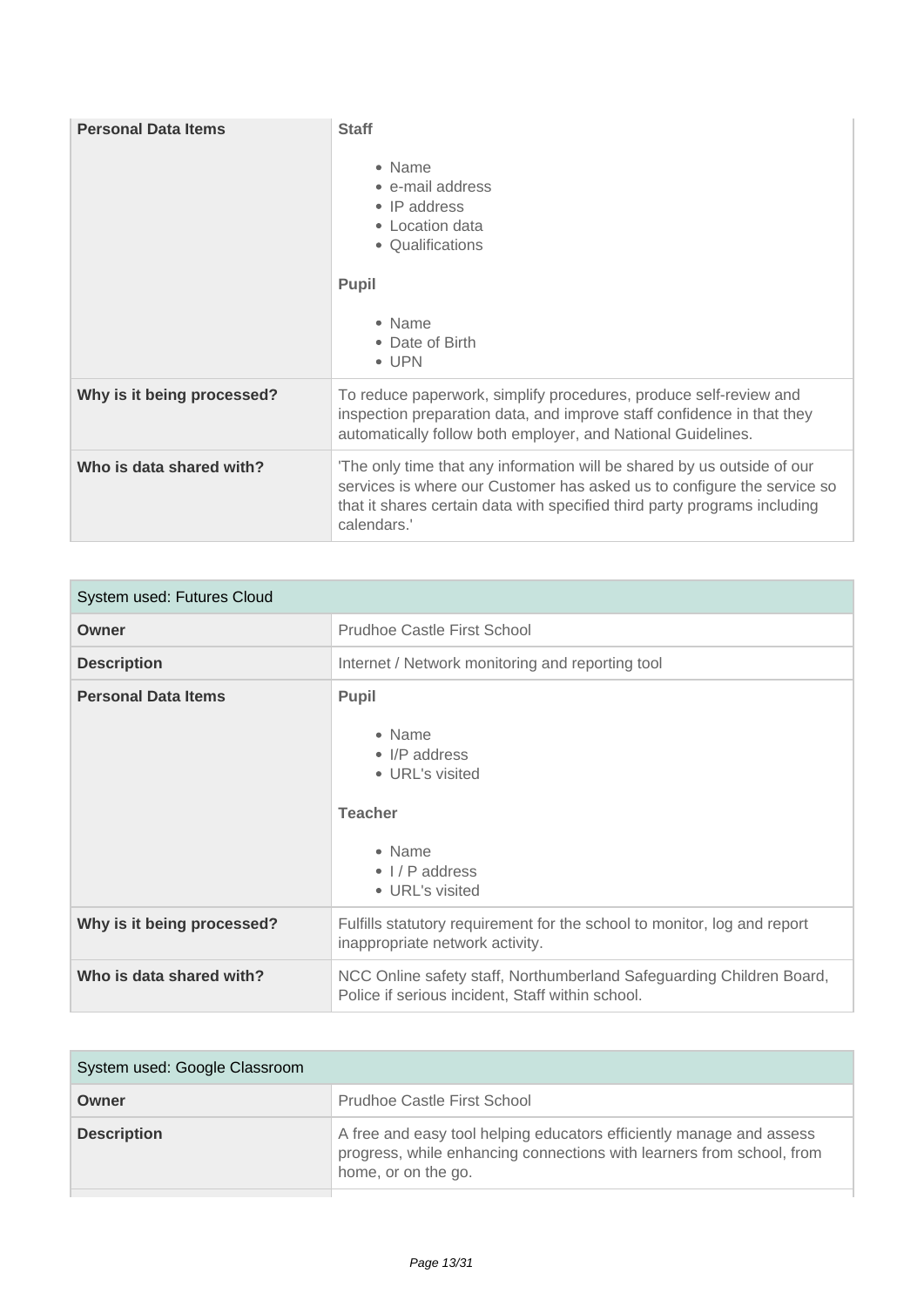| Personal Data Items | **Staff**<br><br>• Name<br>• e-mail address<br>• IP address<br>• Location data<br>• Qualifications<br><br>**Pupil**<br><br>• Name<br>• Date of Birth<br>• UPN |
|---|---|
| **Why is it being processed?** | To reduce paperwork, simplify procedures, produce self-review and inspection preparation data, and improve staff confidence in that they automatically follow both employer, and National Guidelines. |
| **Who is data shared with?** | 'The only time that any information will be shared by us outside of our services is where our Customer has asked us to configure the service so that it shares certain data with specified third party programs including calendars.' |

| System used: Futures Cloud | |
|---|---|
| **Owner** | Prudhoe Castle First School |
| **Description** | Internet / Network monitoring and reporting tool |
| **Personal Data Items** | **Pupil**<br><br>• Name<br>• I/P address<br>• URL's visited<br><br>**Teacher**<br><br>• Name<br>• I / P address<br>• URL's visited |
| **Why is it being processed?** | Fulfills statutory requirement for the school to monitor, log and report inappropriate network activity. |
| **Who is data shared with?** | NCC Online safety staff, Northumberland Safeguarding Children Board, Police if serious incident, Staff within school. |

| System used: Google Classroom | |
|---|---|
| **Owner** | Prudhoe Castle First School |
| **Description** | A free and easy tool helping educators efficiently manage and assess progress, while enhancing connections with learners from school, from home, or on the go. |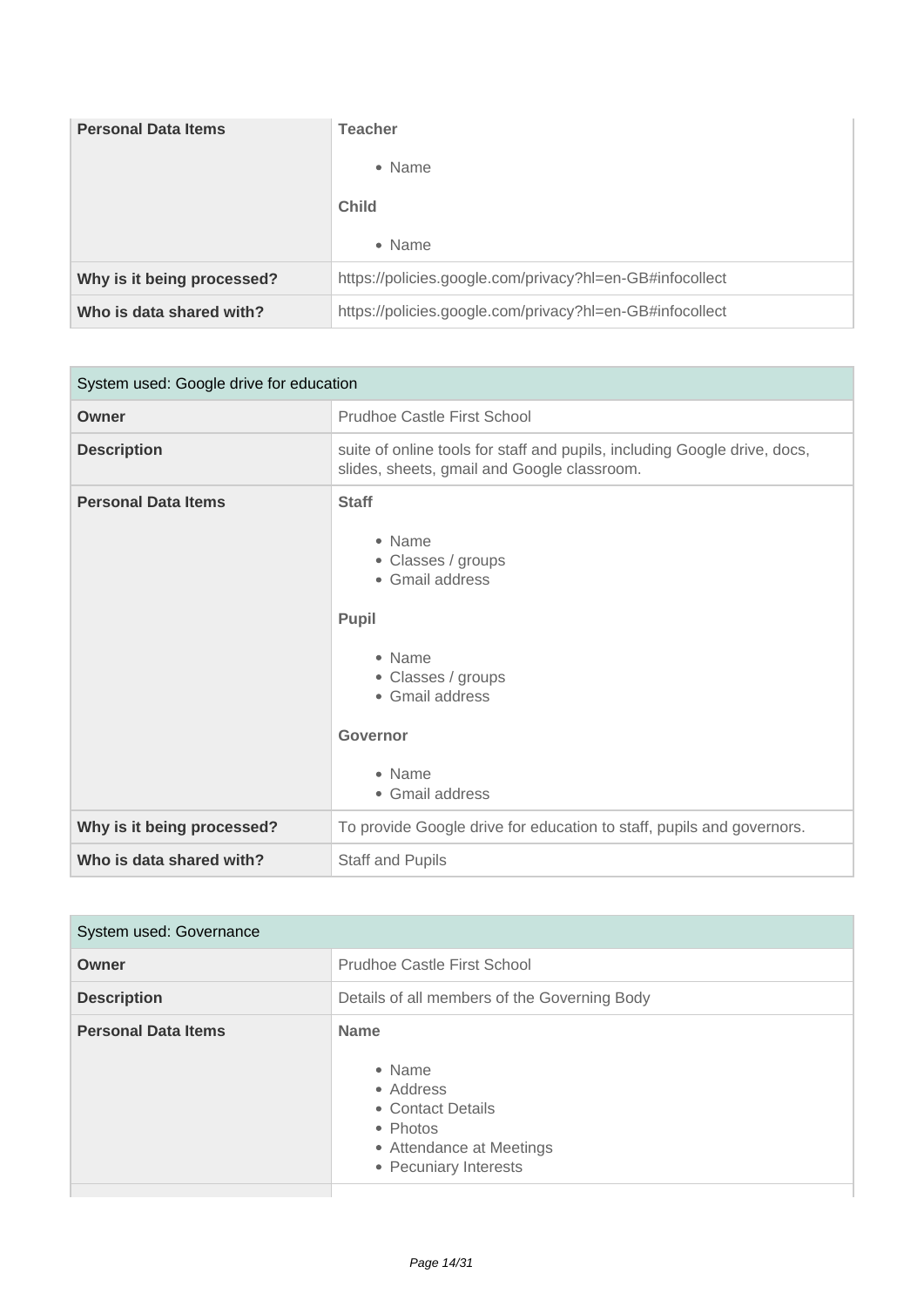| Personal Data Items | **Teacher**<br><br>• Name<br><br>**Child**<br><br>• Name |
|---|---|
| **Why is it being processed?** | https://policies.google.com/privacy?hl=en-GB#infocollect |
| **Who is data shared with?** | https://policies.google.com/privacy?hl=en-GB#infocollect |

| System used: Google drive for education | |
|---|---|
| **Owner** | Prudhoe Castle First School |
| **Description** | suite of online tools for staff and pupils, including Google drive, docs, slides, sheets, gmail and Google classroom. |
| **Personal Data Items** | **Staff**<br><br>• Name<br>• Classes / groups<br>• Gmail address<br><br>**Pupil**<br><br>• Name<br>• Classes / groups<br>• Gmail address<br><br>**Governor**<br><br>• Name<br>• Gmail address |
| **Why is it being processed?** | To provide Google drive for education to staff, pupils and governors. |
| **Who is data shared with?** | Staff and Pupils |

| System used: Governance | |
|---|---|
| **Owner** | Prudhoe Castle First School |
| **Description** | Details of all members of the Governing Body |
| **Personal Data Items** | **Name**<br><br>• Name<br>• Address<br>• Contact Details<br>• Photos<br>• Attendance at Meetings<br>• Pecuniary Interests |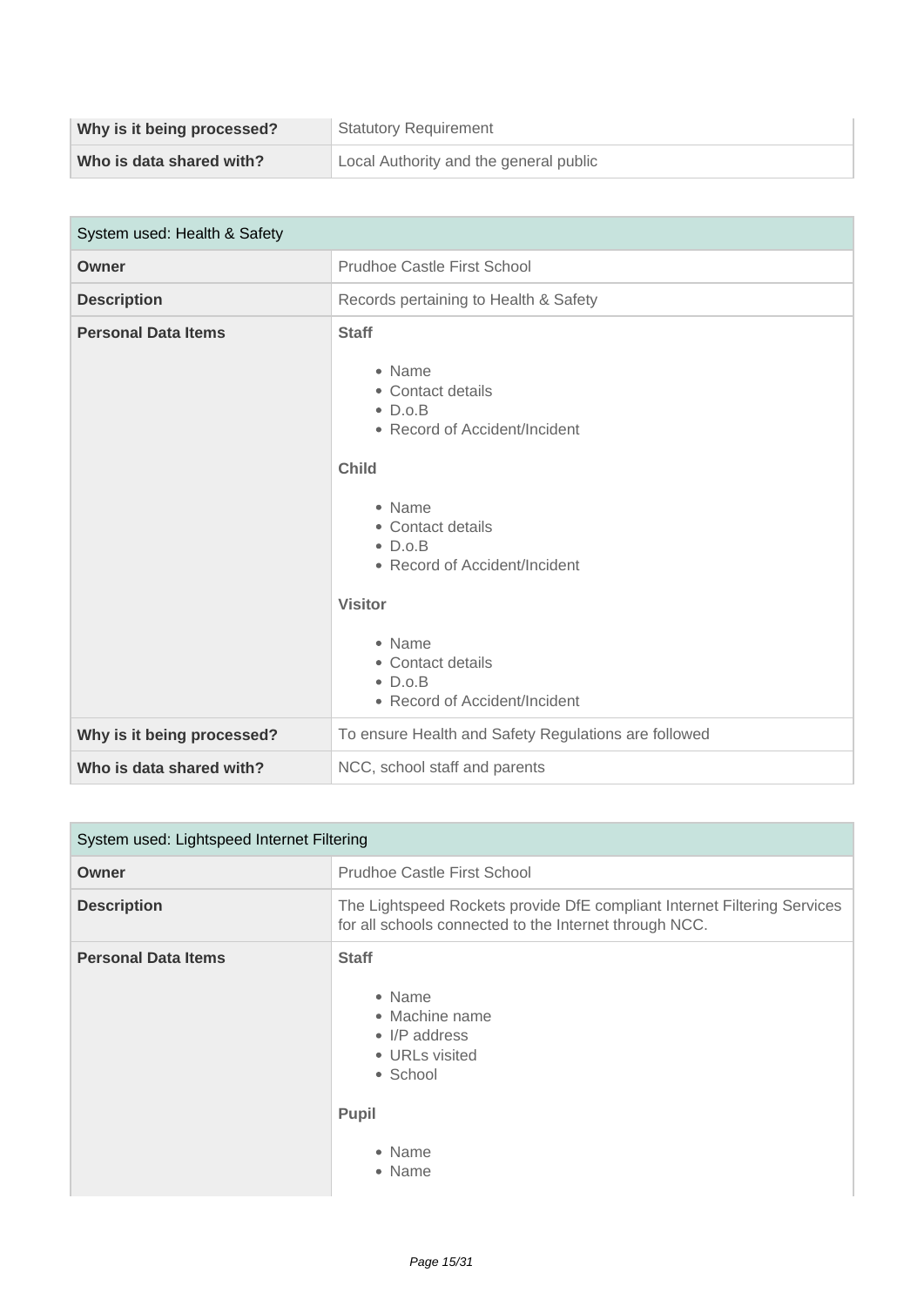| Why is it being processed? | Statutory Requirement |
|---|---|
| Who is data shared with? | Local Authority and the general public |

| System used: Health & Safety | |
|---|---|
| **Owner** | Prudhoe Castle First School |
| **Description** | Records pertaining to Health & Safety |
| **Personal Data Items** | **Staff**<br><br>• Name<br>• Contact details<br>• D.o.B<br>• Record of Accident/Incident<br><br>**Child**<br><br>• Name<br>• Contact details<br>• D.o.B<br>• Record of Accident/Incident<br><br>**Visitor**<br><br>• Name<br>• Contact details<br>• D.o.B<br>• Record of Accident/Incident |
| **Why is it being processed?** | To ensure Health and Safety Regulations are followed |
| **Who is data shared with?** | NCC, school staff and parents |

| System used: Lightspeed Internet Filtering | |
|---|---|
| **Owner** | Prudhoe Castle First School |
| **Description** | The Lightspeed Rockets provide DfE compliant Internet Filtering Services for all schools connected to the Internet through NCC. |
| **Personal Data Items** | **Staff**<br><br>• Name<br>• Machine name<br>• I/P address<br>• URLs visited<br>• School<br><br>**Pupil**<br><br>• Name<br>• Name |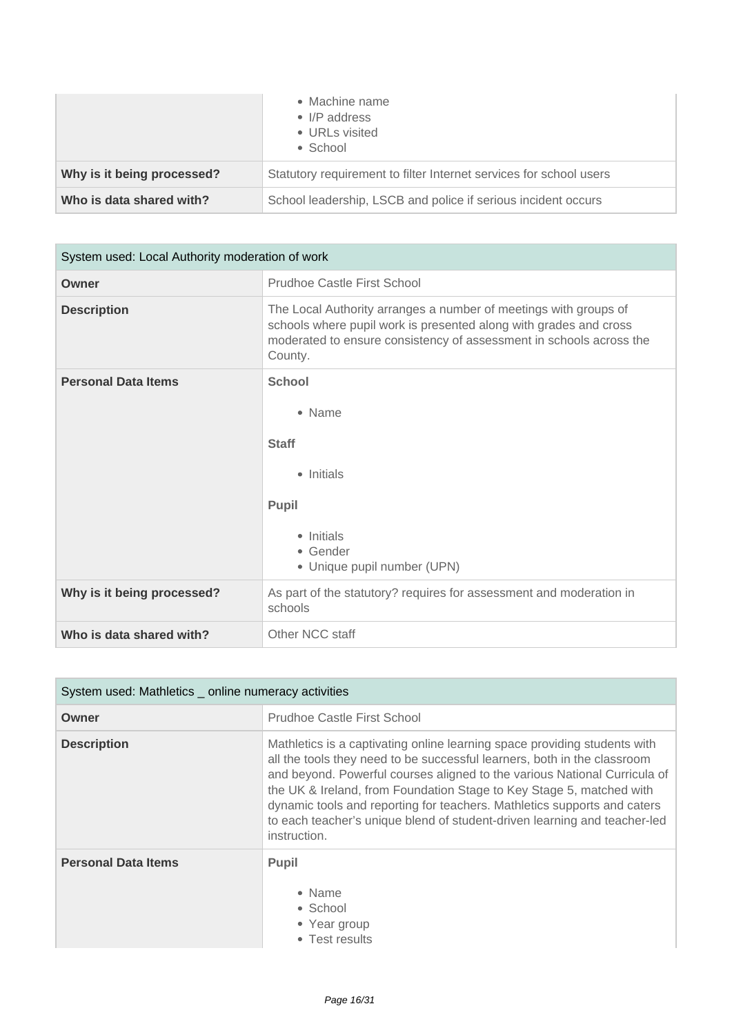| | |
|---|---|
| | • Machine name<br>• I/P address<br>• URLs visited<br>• School |
| **Why is it being processed?** | Statutory requirement to filter Internet services for school users |
| **Who is data shared with?** | School leadership, LSCB and police if serious incident occurs |

| System used: Local Authority moderation of work | |
|---|---|
| **Owner** | Prudhoe Castle First School |
| **Description** | The Local Authority arranges a number of meetings with groups of schools where pupil work is presented along with grades and cross moderated to ensure consistency of assessment in schools across the County. |
| **Personal Data Items** | **School**<br>• Name<br>**Staff**<br>• Initials<br>**Pupil**<br>• Initials<br>• Gender<br>• Unique pupil number (UPN) |
| **Why is it being processed?** | As part of the statutory? requires for assessment and moderation in schools |
| **Who is data shared with?** | Other NCC staff |

| System used: Mathletics _ online numeracy activities | |
|---|---|
| **Owner** | Prudhoe Castle First School |
| **Description** | Mathletics is a captivating online learning space providing students with all the tools they need to be successful learners, both in the classroom and beyond. Powerful courses aligned to the various National Curricula of the UK & Ireland, from Foundation Stage to Key Stage 5, matched with dynamic tools and reporting for teachers. Mathletics supports and caters to each teacher's unique blend of student-driven learning and teacher-led instruction. |
| **Personal Data Items** | **Pupil**<br>• Name<br>• School<br>• Year group<br>• Test results |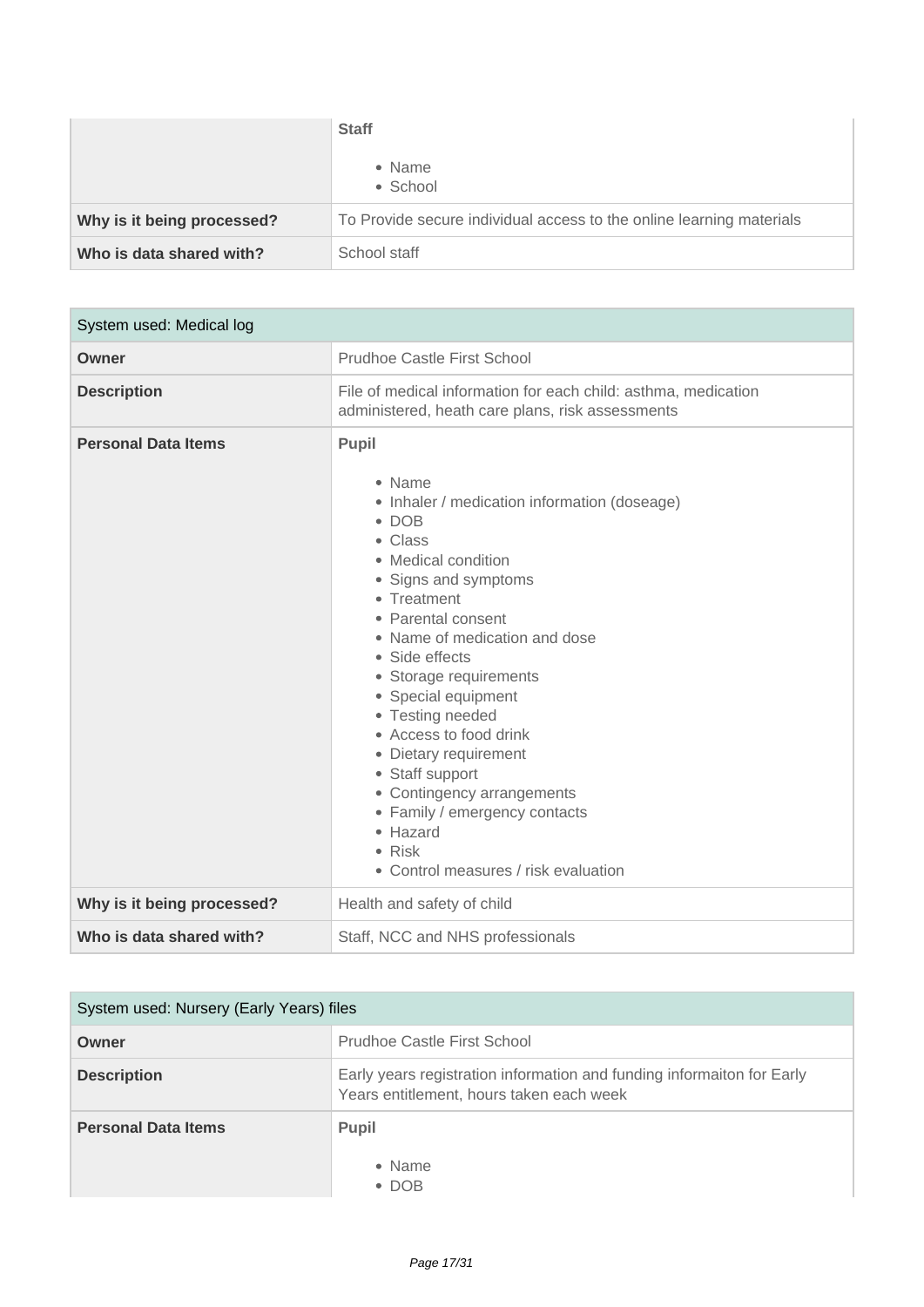| | |
|---|---|
| | **Staff**<br><br>• Name<br>• School |
| **Why is it being processed?** | To Provide secure individual access to the online learning materials |
| **Who is data shared with?** | School staff |

| System used: Medical log | |
|---|---|
| **Owner** | Prudhoe Castle First School |
| **Description** | File of medical information for each child: asthma, medication administered, heath care plans, risk assessments |
| **Personal Data Items** | **Pupil**<br><br>• Name<br>• Inhaler / medication information (doseage)<br>• DOB<br>• Class<br>• Medical condition<br>• Signs and symptoms<br>• Treatment<br>• Parental consent<br>• Name of medication and dose<br>• Side effects<br>• Storage requirements<br>• Special equipment<br>• Testing needed<br>• Access to food drink<br>• Dietary requirement<br>• Staff support<br>• Contingency arrangements<br>• Family / emergency contacts<br>• Hazard<br>• Risk<br>• Control measures / risk evaluation |
| **Why is it being processed?** | Health and safety of child |
| **Who is data shared with?** | Staff, NCC and NHS professionals |

| System used: Nursery (Early Years) files | |
|---|---|
| **Owner** | Prudhoe Castle First School |
| **Description** | Early years registration information and funding informaiton for Early Years entitlement, hours taken each week |
| **Personal Data Items** | **Pupil**<br><br>• Name<br>• DOB |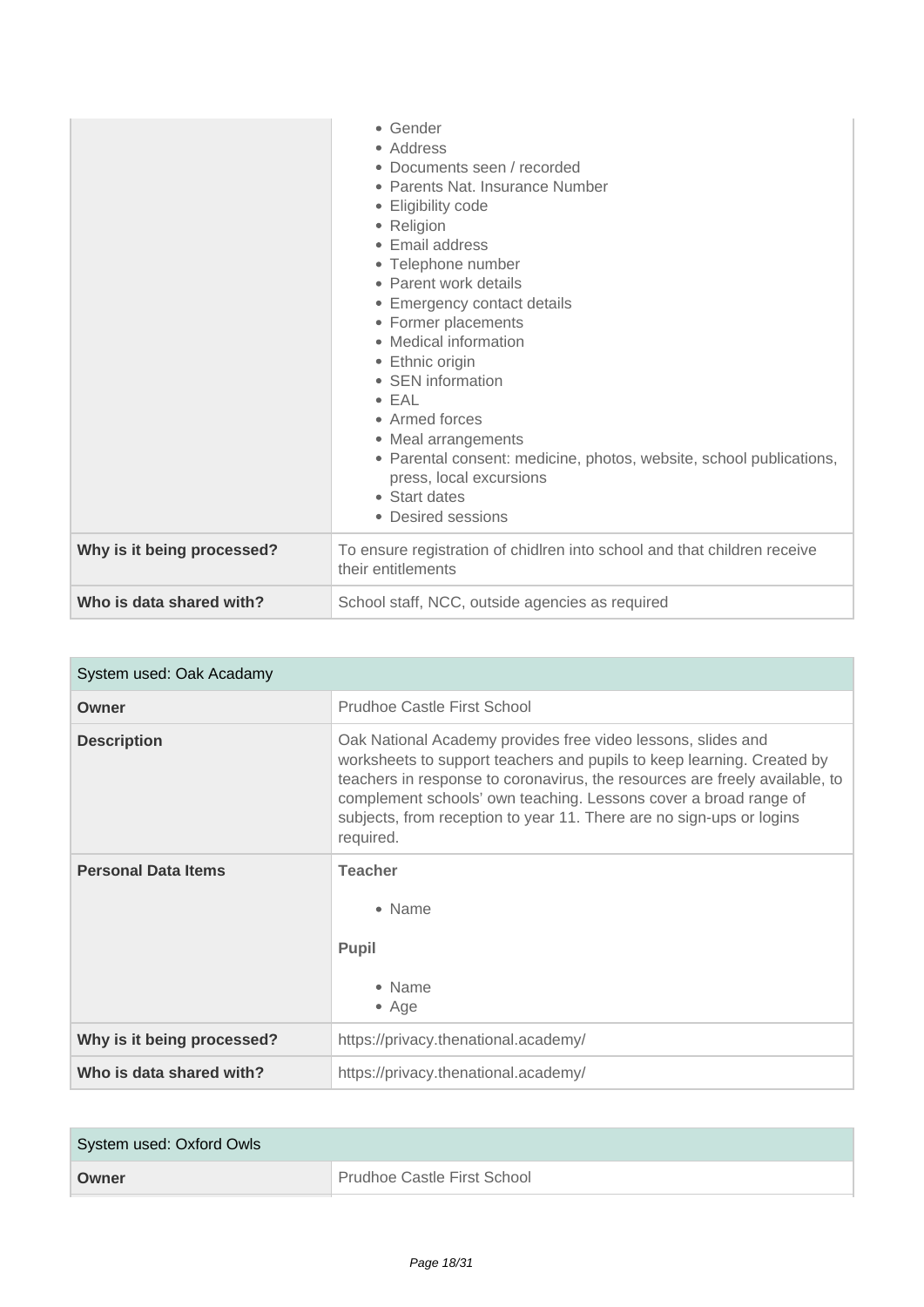| | |
|---|---|
| | • Gender<br>• Address<br>• Documents seen / recorded<br>• Parents Nat. Insurance Number<br>• Eligibility code<br>• Religion<br>• Email address<br>• Telephone number<br>• Parent work details<br>• Emergency contact details<br>• Former placements<br>• Medical information<br>• Ethnic origin<br>• SEN information<br>• EAL<br>• Armed forces<br>• Meal arrangements<br>• Parental consent: medicine, photos, website, school publications, press, local excursions<br>• Start dates<br>• Desired sessions |
| **Why is it being processed?** | To ensure registration of chidlren into school and that children receive their entitlements |
| **Who is data shared with?** | School staff, NCC, outside agencies as required |

| System used: Oak Acadamy | |
|---|---|
| **Owner** | Prudhoe Castle First School |
| **Description** | Oak National Academy provides free video lessons, slides and worksheets to support teachers and pupils to keep learning. Created by teachers in response to coronavirus, the resources are freely available, to complement schools' own teaching. Lessons cover a broad range of subjects, from reception to year 11. There are no sign-ups or logins required. |
| **Personal Data Items** | **Teacher**<br>• Name<br>**Pupil**<br>• Name<br>• Age |
| **Why is it being processed?** | https://privacy.thenational.academy/ |
| **Who is data shared with?** | https://privacy.thenational.academy/ |

| System used: Oxford Owls | |
|---|---|
| **Owner** | Prudhoe Castle First School |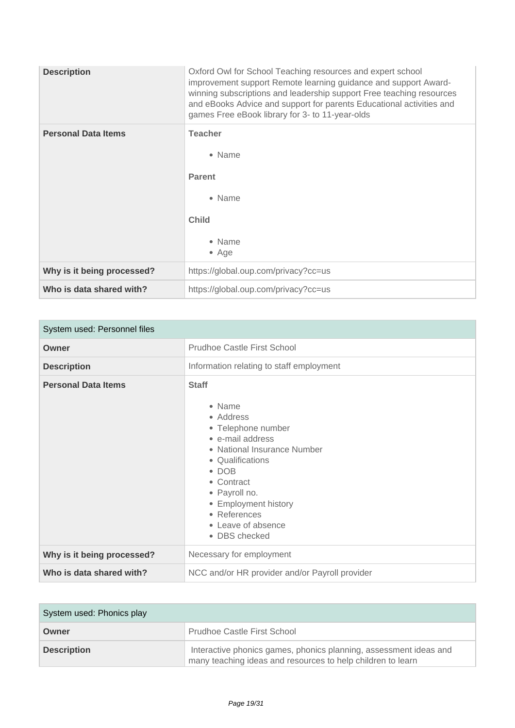| | |
|---|---|
| **Description** | Oxford Owl for School Teaching resources and expert school improvement support Remote learning guidance and support Award-winning subscriptions and leadership support Free teaching resources and eBooks Advice and support for parents Educational activities and games Free eBook library for 3- to 11-year-olds |
| **Personal Data Items** | **Teacher**<br><br>• Name<br><br>**Parent**<br><br>• Name<br><br>**Child**<br><br>• Name<br>• Age |
| **Why is it being processed?** | https://global.oup.com/privacy?cc=us |
| **Who is data shared with?** | https://global.oup.com/privacy?cc=us |

| System used: Personnel files | |
|---|---|
| **Owner** | Prudhoe Castle First School |
| **Description** | Information relating to staff employment |
| **Personal Data Items** | **Staff**<br><br>• Name<br>• Address<br>• Telephone number<br>• e-mail address<br>• National Insurance Number<br>• Qualifications<br>• DOB<br>• Contract<br>• Payroll no.<br>• Employment history<br>• References<br>• Leave of absence<br>• DBS checked |
| **Why is it being processed?** | Necessary for employment |
| **Who is data shared with?** | NCC and/or HR provider and/or Payroll provider |

| System used: Phonics play | |
|---|---|
| **Owner** | Prudhoe Castle First School |
| **Description** | Interactive phonics games, phonics planning, assessment ideas and many teaching ideas and resources to help children to learn |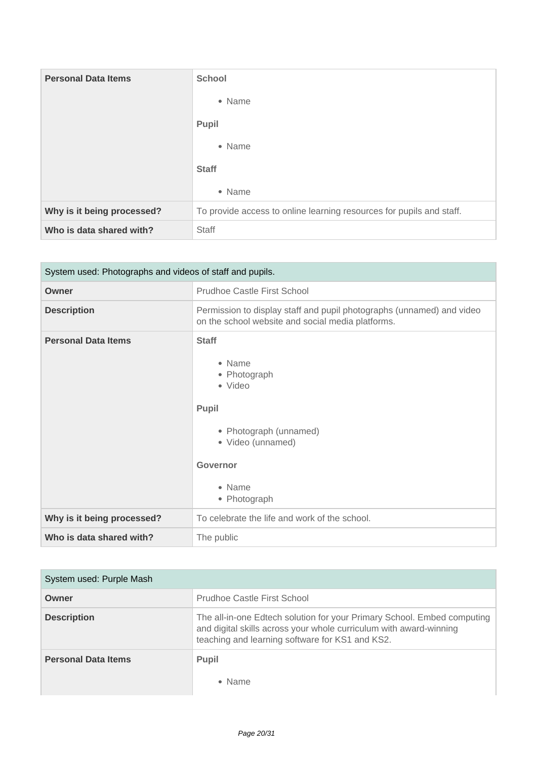| Personal Data Items | **School**<br><br>• Name<br><br>**Pupil**<br><br>• Name<br><br>**Staff**<br><br>• Name |
|---|---|
| **Why is it being processed?** | To provide access to online learning resources for pupils and staff. |
| **Who is data shared with?** | Staff |

| System used: Photographs and videos of staff and pupils. | |
|---|---|
| **Owner** | Prudhoe Castle First School |
| **Description** | Permission to display staff and pupil photographs (unnamed) and video on the school website and social media platforms. |
| **Personal Data Items** | **Staff**<br><br>• Name<br>• Photograph<br>• Video<br><br>**Pupil**<br><br>• Photograph (unnamed)<br>• Video (unnamed)<br><br>**Governor**<br><br>• Name<br>• Photograph |
| **Why is it being processed?** | To celebrate the life and work of the school. |
| **Who is data shared with?** | The public |

| System used: Purple Mash | |
|---|---|
| **Owner** | Prudhoe Castle First School |
| **Description** | The all-in-one Edtech solution for your Primary School. Embed computing and digital skills across your whole curriculum with award-winning teaching and learning software for KS1 and KS2. |
| **Personal Data Items** | **Pupil**<br><br>• Name |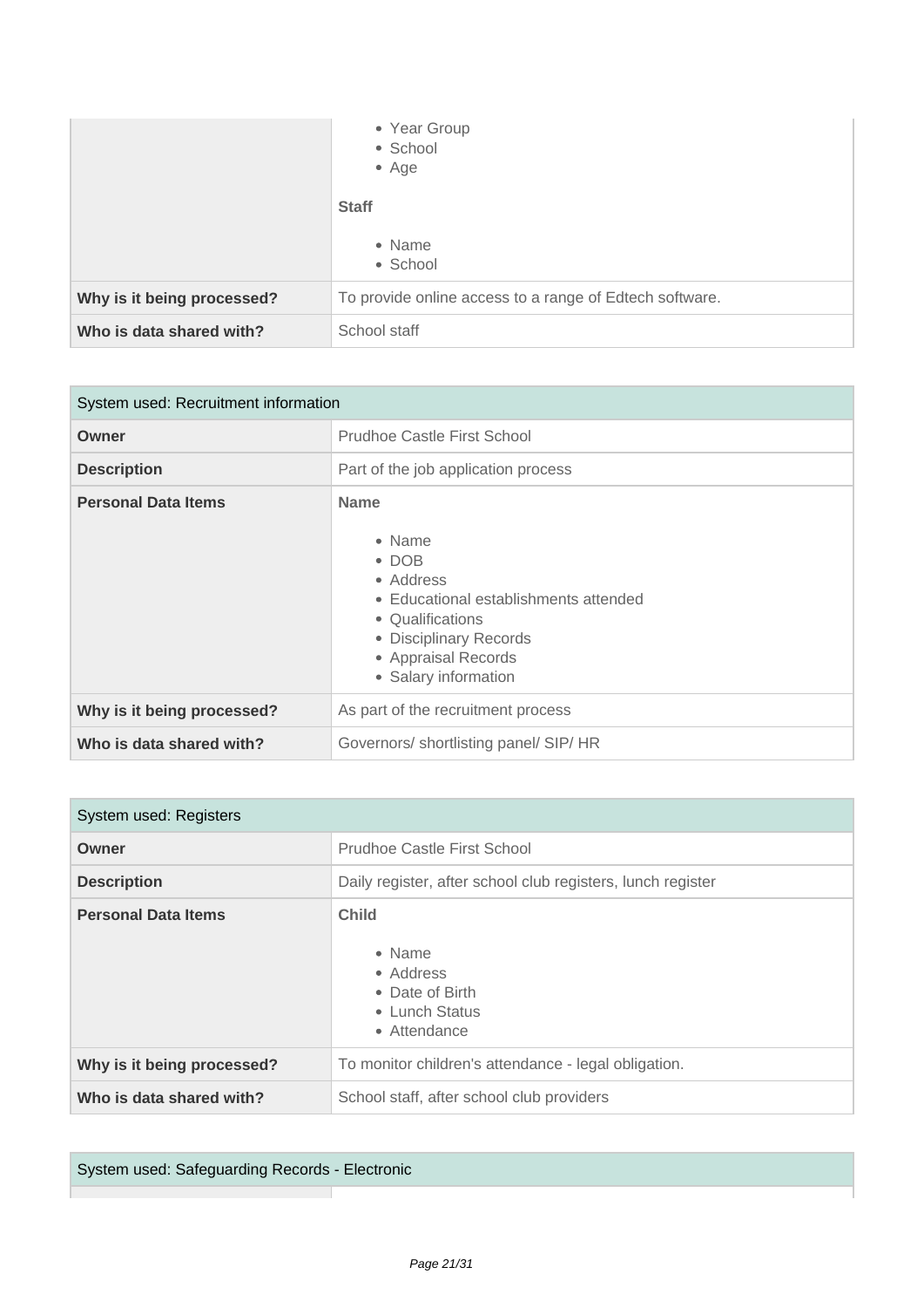| | |
|---|---|
| | • Year Group<br>• School<br>• Age<br><br>**Staff**<br><br>• Name<br>• School |
| **Why is it being processed?** | To provide online access to a range of Edtech software. |
| **Who is data shared with?** | School staff |

| System used: Recruitment information | |
|---|---|
| **Owner** | Prudhoe Castle First School |
| **Description** | Part of the job application process |
| **Personal Data Items** | **Name**<br><br>• Name<br>• DOB<br>• Address<br>• Educational establishments attended<br>• Qualifications<br>• Disciplinary Records<br>• Appraisal Records<br>• Salary information |
| **Why is it being processed?** | As part of the recruitment process |
| **Who is data shared with?** | Governors/ shortlisting panel/ SIP/ HR |

| System used: Registers | |
|---|---|
| **Owner** | Prudhoe Castle First School |
| **Description** | Daily register, after school club registers, lunch register |
| **Personal Data Items** | **Child**<br><br>• Name<br>• Address<br>• Date of Birth<br>• Lunch Status<br>• Attendance |
| **Why is it being processed?** | To monitor children's attendance - legal obligation. |
| **Who is data shared with?** | School staff, after school club providers |

| System used: Safeguarding Records - Electronic | |
|---|---|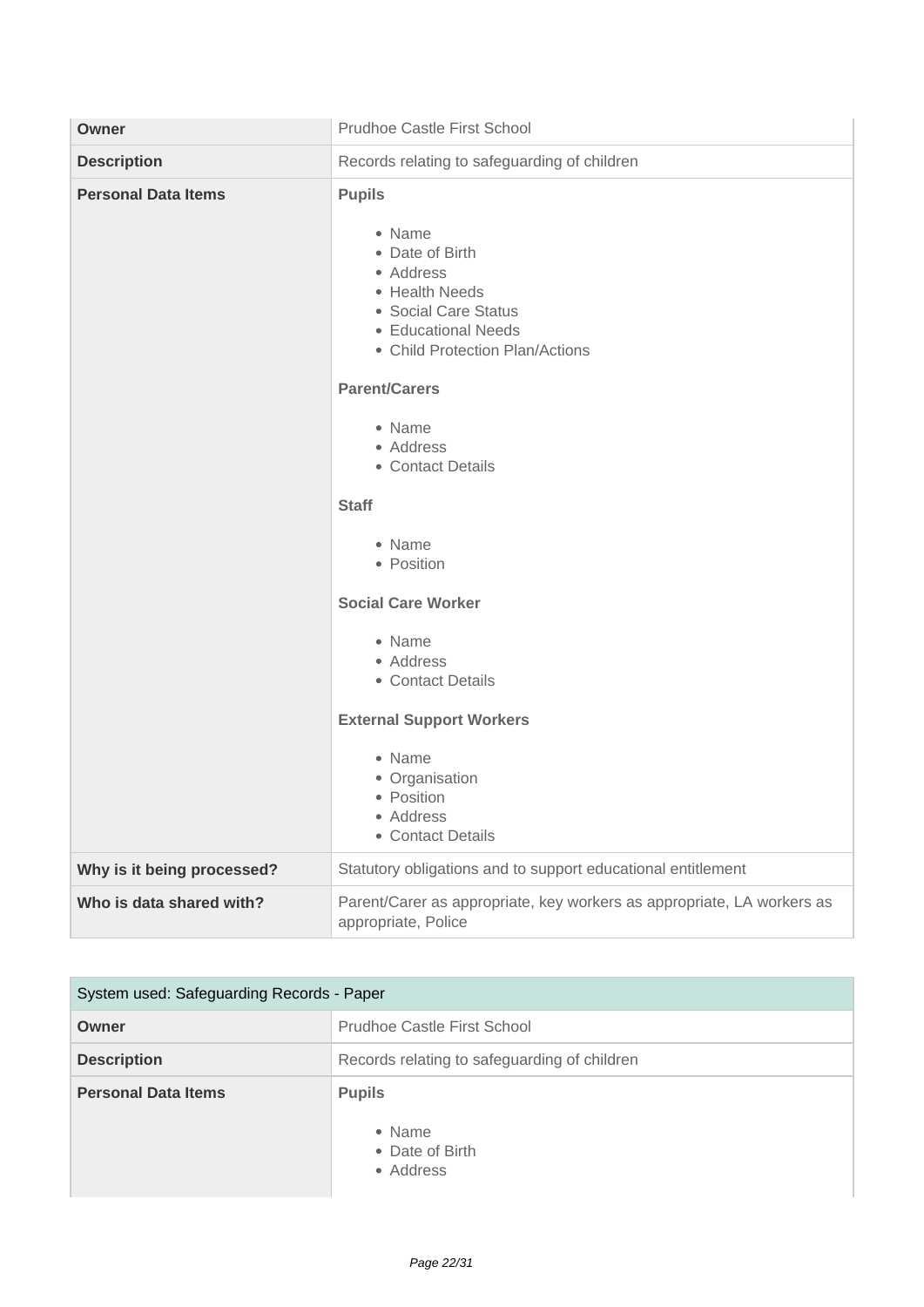| | |
|---|---|
| **Owner** | Prudhoe Castle First School |
| **Description** | Records relating to safeguarding of children |
| **Personal Data Items** | **Pupils**<br><br>• Name<br>• Date of Birth<br>• Address<br>• Health Needs<br>• Social Care Status<br>• Educational Needs<br>• Child Protection Plan/Actions<br><br>**Parent/Carers**<br><br>• Name<br>• Address<br>• Contact Details<br><br>**Staff**<br><br>• Name<br>• Position<br><br>**Social Care Worker**<br><br>• Name<br>• Address<br>• Contact Details<br><br>**External Support Workers**<br><br>• Name<br>• Organisation<br>• Position<br>• Address<br>• Contact Details |
| **Why is it being processed?** | Statutory obligations and to support educational entitlement |
| **Who is data shared with?** | Parent/Carer as appropriate, key workers as appropriate, LA workers as appropriate, Police |

| System used: Safeguarding Records - Paper | |
|---|---|
| **Owner** | Prudhoe Castle First School |
| **Description** | Records relating to safeguarding of children |
| **Personal Data Items** | **Pupils**<br><br>• Name<br>• Date of Birth<br>• Address |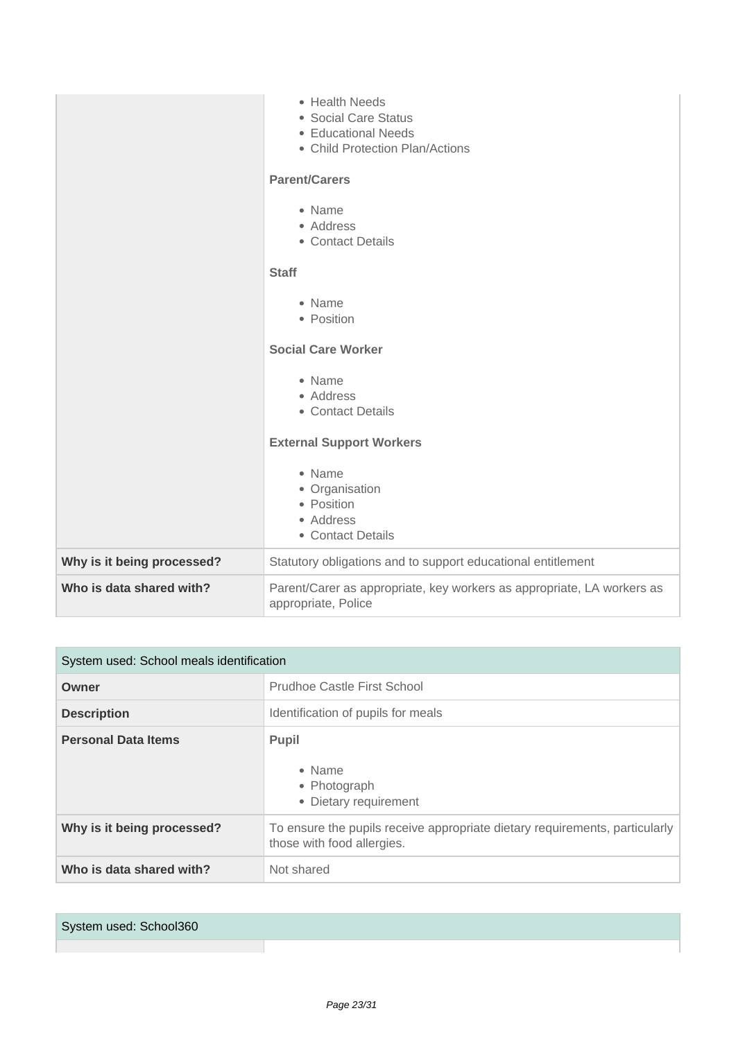| | |
|---|---|
| | • Health Needs<br>• Social Care Status<br>• Educational Needs<br>• Child Protection Plan/Actions<br><br>**Parent/Carers**<br><br>• Name<br>• Address<br>• Contact Details<br><br>**Staff**<br><br>• Name<br>• Position<br><br>**Social Care Worker**<br><br>• Name<br>• Address<br>• Contact Details<br><br>**External Support Workers**<br><br>• Name<br>• Organisation<br>• Position<br>• Address<br>• Contact Details |
| **Why is it being processed?** | Statutory obligations and to support educational entitlement |
| **Who is data shared with?** | Parent/Carer as appropriate, key workers as appropriate, LA workers as appropriate, Police |

| System used: School meals identification | |
|---|---|
| **Owner** | Prudhoe Castle First School |
| **Description** | Identification of pupils for meals |
| **Personal Data Items** | **Pupil**<br><br>• Name<br>• Photograph<br>• Dietary requirement |
| **Why is it being processed?** | To ensure the pupils receive appropriate dietary requirements, particularly those with food allergies. |
| **Who is data shared with?** | Not shared |

| System used: School360 | |
|---|---|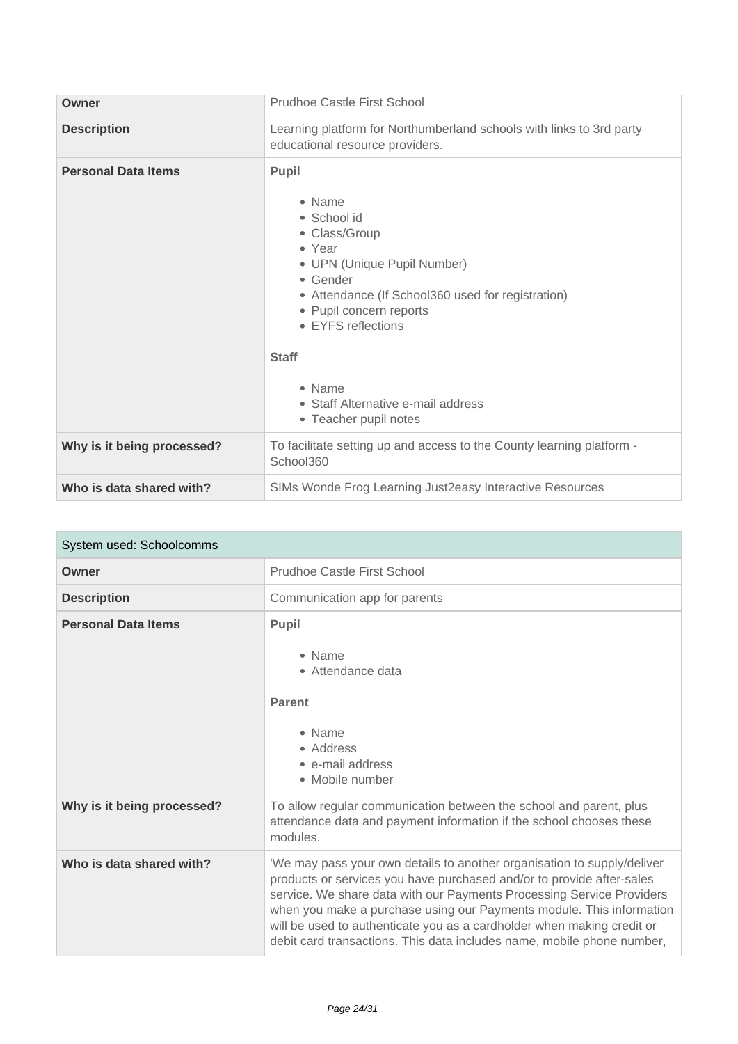| Owner | Prudhoe Castle First School |
|---|---|
| **Description** | Learning platform for Northumberland schools with links to 3rd party educational resource providers. |
| **Personal Data Items** | **Pupil**<br><br>• Name<br>• School id<br>• Class/Group<br>• Year<br>• UPN (Unique Pupil Number)<br>• Gender<br>• Attendance (If School360 used for registration)<br>• Pupil concern reports<br>• EYFS reflections<br><br>**Staff**<br><br>• Name<br>• Staff Alternative e-mail address<br>• Teacher pupil notes |
| **Why is it being processed?** | To facilitate setting up and access to the County learning platform - School360 |
| **Who is data shared with?** | SIMs Wonde Frog Learning Just2easy Interactive Resources |

| System used: Schoolcomms | |
|---|---|
| **Owner** | Prudhoe Castle First School |
| **Description** | Communication app for parents |
| **Personal Data Items** | **Pupil**<br><br>• Name<br>• Attendance data<br><br>**Parent**<br><br>• Name<br>• Address<br>• e-mail address<br>• Mobile number |
| **Why is it being processed?** | To allow regular communication between the school and parent, plus attendance data and payment information if the school chooses these modules. |
| **Who is data shared with?** | 'We may pass your own details to another organisation to supply/deliver products or services you have purchased and/or to provide after-sales service. We share data with our Payments Processing Service Providers when you make a purchase using our Payments module. This information will be used to authenticate you as a cardholder when making credit or debit card transactions. This data includes name, mobile phone number, |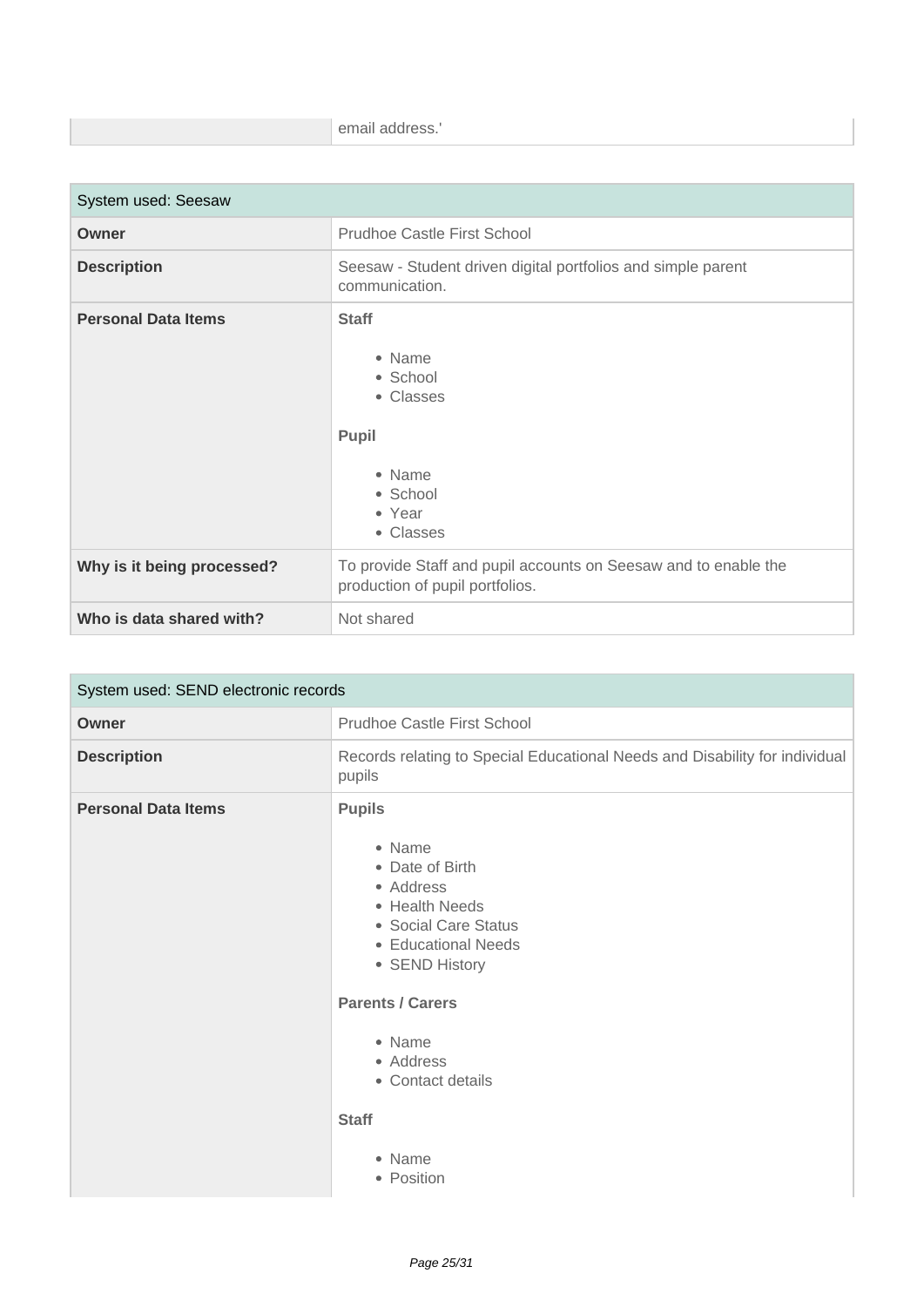| | email address.' |
|---|---|

| System used: Seesaw | |
|---|---|
| **Owner** | Prudhoe Castle First School |
| **Description** | Seesaw - Student driven digital portfolios and simple parent communication. |
| **Personal Data Items** | **Staff**<br><ul><li>Name</li><li>School</li><li>Classes</li></ul>**Pupil**<br><ul><li>Name</li><li>School</li><li>Year</li><li>Classes</li></ul> |
| **Why is it being processed?** | To provide Staff and pupil accounts on Seesaw and to enable the production of pupil portfolios. |
| **Who is data shared with?** | Not shared |

| System used: SEND electronic records | |
|---|---|
| **Owner** | Prudhoe Castle First School |
| **Description** | Records relating to Special Educational Needs and Disability for individual pupils |
| **Personal Data Items** | **Pupils**<br><ul><li>Name</li><li>Date of Birth</li><li>Address</li><li>Health Needs</li><li>Social Care Status</li><li>Educational Needs</li><li>SEND History</li></ul>**Parents / Carers**<br><ul><li>Name</li><li>Address</li><li>Contact details</li></ul>**Staff**<br><ul><li>Name</li><li>Position</li></ul> |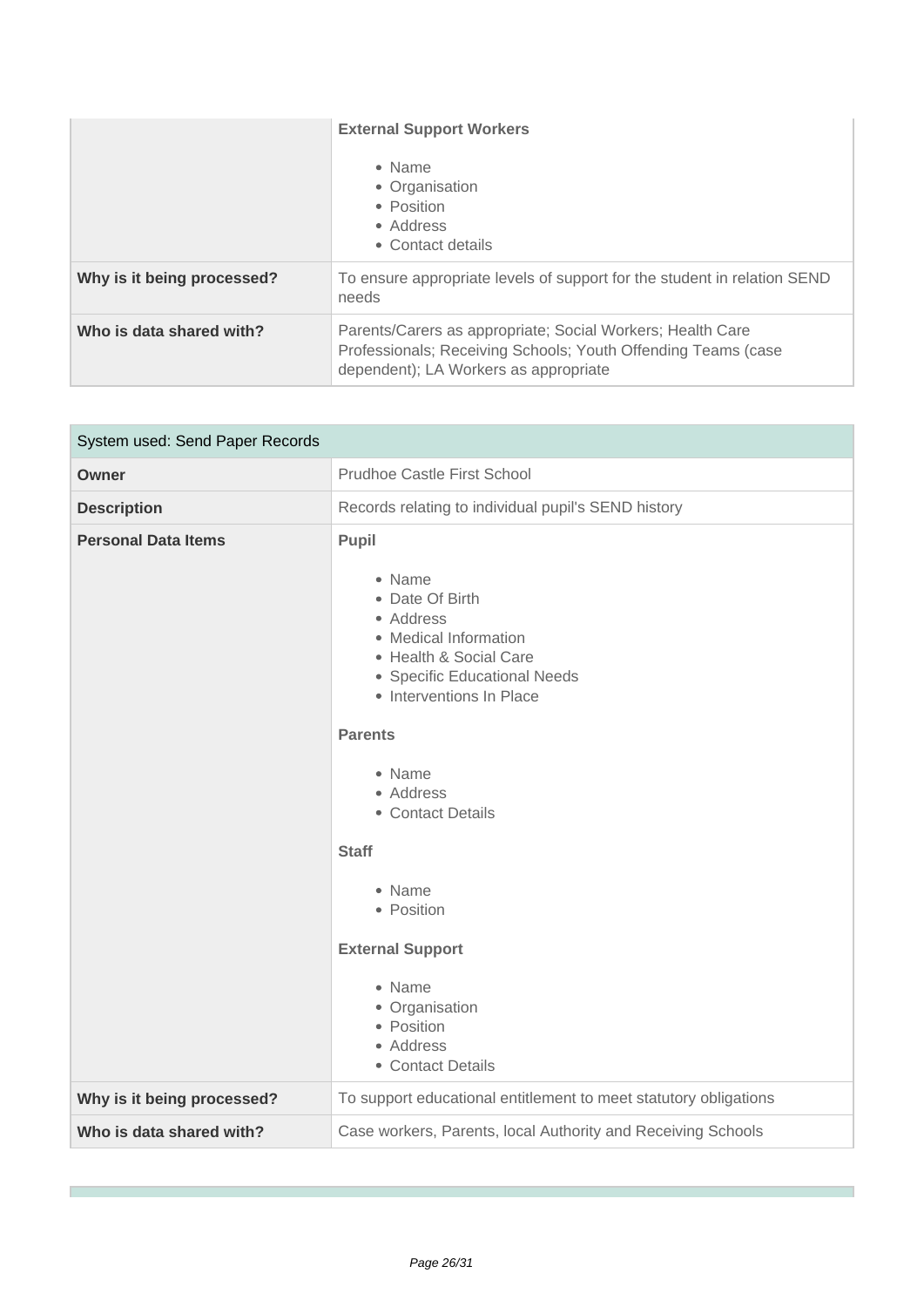| | |
|---|---|
| | **External Support Workers**<br><br>• Name<br>• Organisation<br>• Position<br>• Address<br>• Contact details |
| **Why is it being processed?** | To ensure appropriate levels of support for the student in relation SEND needs |
| **Who is data shared with?** | Parents/Carers as appropriate; Social Workers; Health Care Professionals; Receiving Schools; Youth Offending Teams (case dependent); LA Workers as appropriate |

| System used: Send Paper Records | |
|---|---|
| **Owner** | Prudhoe Castle First School |
| **Description** | Records relating to individual pupil's SEND history |
| **Personal Data Items** | **Pupil**<br><br>• Name<br>• Date Of Birth<br>• Address<br>• Medical Information<br>• Health & Social Care<br>• Specific Educational Needs<br>• Interventions In Place<br><br>**Parents**<br><br>• Name<br>• Address<br>• Contact Details<br><br>**Staff**<br><br>• Name<br>• Position<br><br>**External Support**<br><br>• Name<br>• Organisation<br>• Position<br>• Address<br>• Contact Details |
| **Why is it being processed?** | To support educational entitlement to meet statutory obligations |
| **Who is data shared with?** | Case workers, Parents, local Authority and Receiving Schools |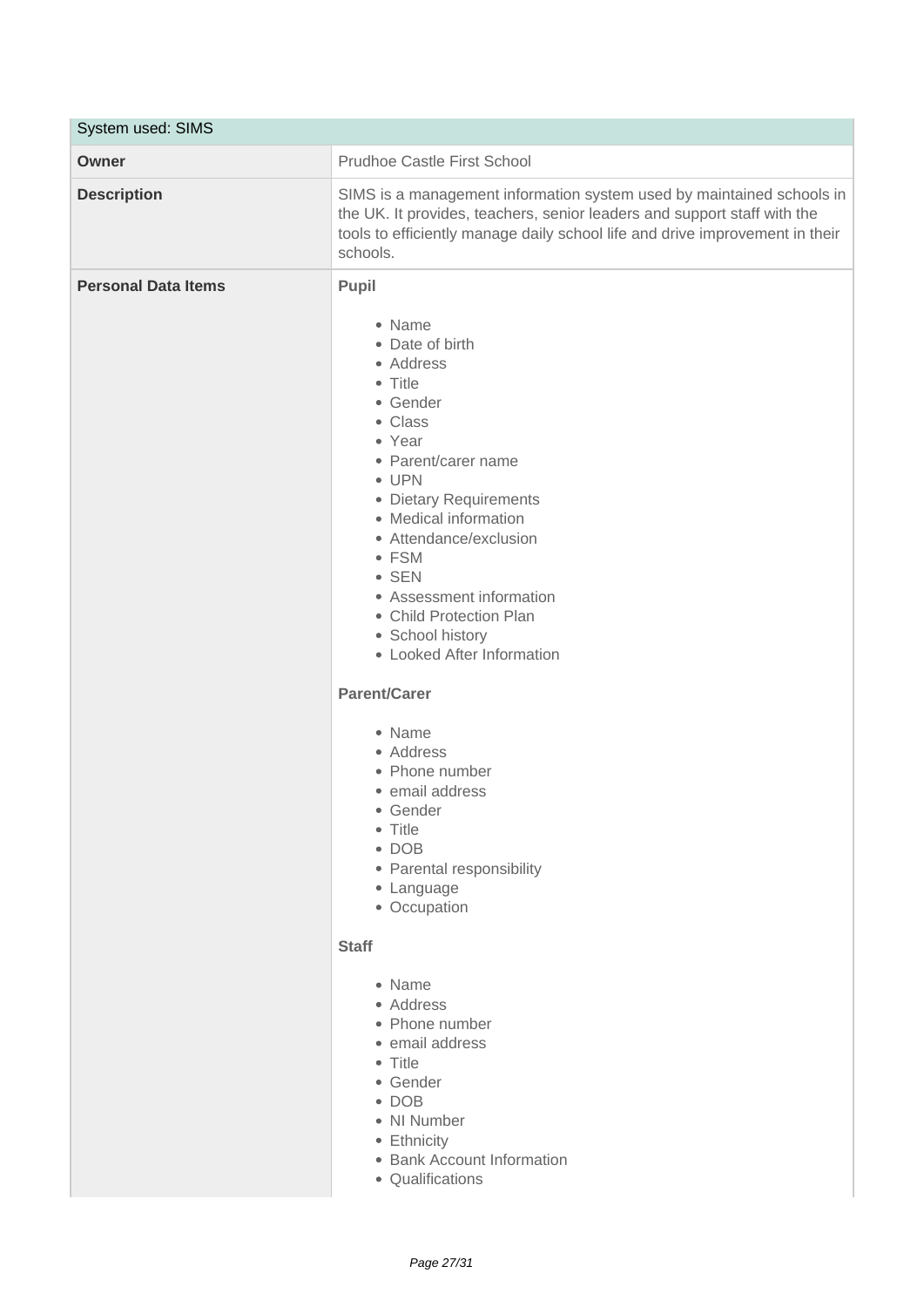| System used: SIMS | |
|---|---|
| **Owner** | Prudhoe Castle First School |
| **Description** | SIMS is a management information system used by maintained schools in the UK. It provides, teachers, senior leaders and support staff with the tools to efficiently manage daily school life and drive improvement in their schools. |
| **Personal Data Items** | **Pupil**<br><br>• Name<br>• Date of birth<br>• Address<br>• Title<br>• Gender<br>• Class<br>• Year<br>• Parent/carer name<br>• UPN<br>• Dietary Requirements<br>• Medical information<br>• Attendance/exclusion<br>• FSM<br>• SEN<br>• Assessment information<br>• Child Protection Plan<br>• School history<br>• Looked After Information<br><br>**Parent/Carer**<br><br>• Name<br>• Address<br>• Phone number<br>• email address<br>• Gender<br>• Title<br>• DOB<br>• Parental responsibility<br>• Language<br>• Occupation<br><br>**Staff**<br><br>• Name<br>• Address<br>• Phone number<br>• email address<br>• Title<br>• Gender<br>• DOB<br>• NI Number<br>• Ethnicity<br>• Bank Account Information<br>• Qualifications |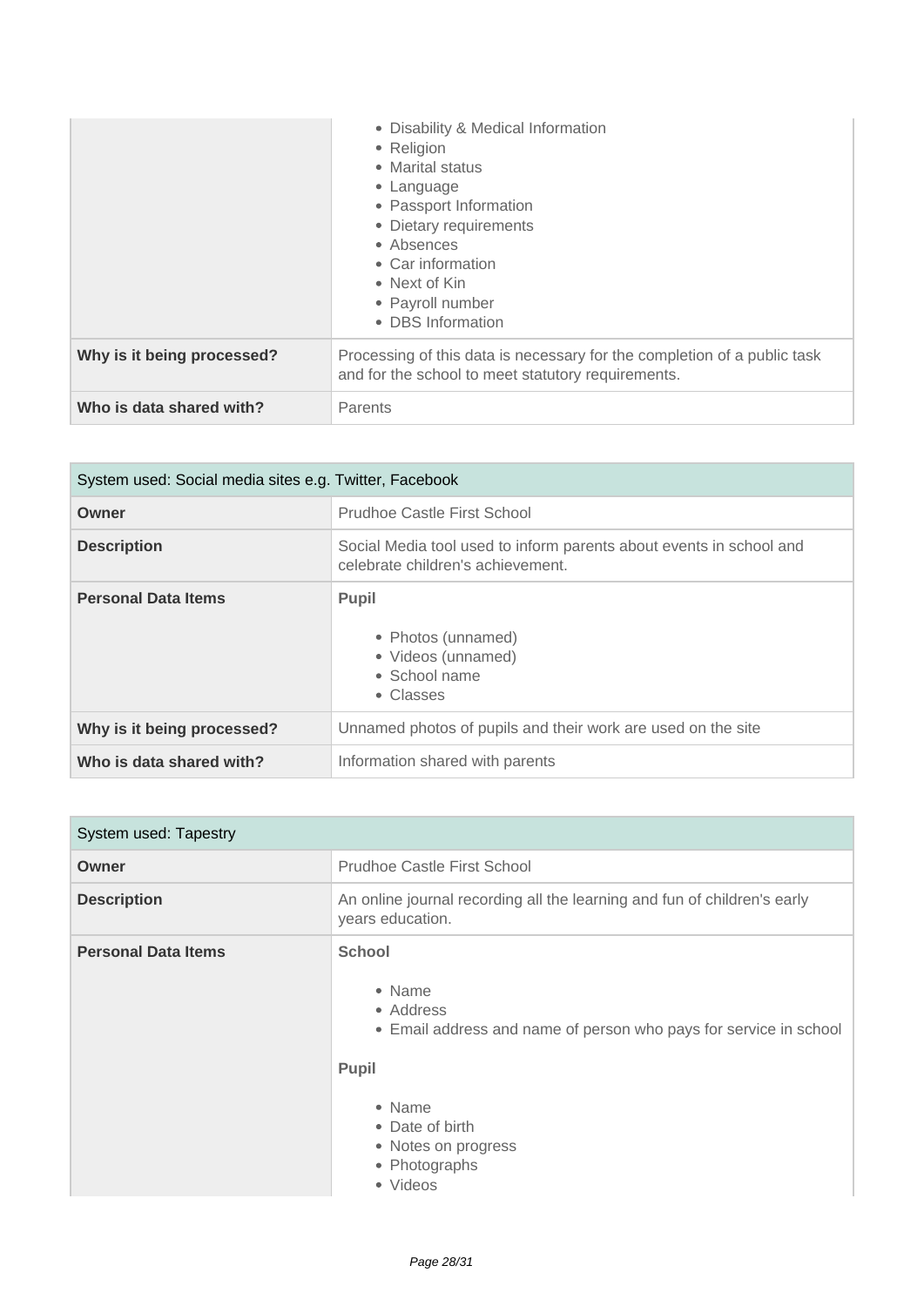| | |
|---|---|
| | • Disability & Medical Information<br>• Religion<br>• Marital status<br>• Language<br>• Passport Information<br>• Dietary requirements<br>• Absences<br>• Car information<br>• Next of Kin<br>• Payroll number<br>• DBS Information |
| **Why is it being processed?** | Processing of this data is necessary for the completion of a public task and for the school to meet statutory requirements. |
| **Who is data shared with?** | Parents |

| System used: Social media sites e.g. Twitter, Facebook | |
|---|---|
| **Owner** | Prudhoe Castle First School |
| **Description** | Social Media tool used to inform parents about events in school and celebrate children's achievement. |
| **Personal Data Items** | **Pupil**<br><br>• Photos (unnamed)<br>• Videos (unnamed)<br>• School name<br>• Classes |
| **Why is it being processed?** | Unnamed photos of pupils and their work are used on the site |
| **Who is data shared with?** | Information shared with parents |

| System used: Tapestry | |
|---|---|
| **Owner** | Prudhoe Castle First School |
| **Description** | An online journal recording all the learning and fun of children's early years education. |
| **Personal Data Items** | **School**<br><br>• Name<br>• Address<br>• Email address and name of person who pays for service in school<br><br>**Pupil**<br><br>• Name<br>• Date of birth<br>• Notes on progress<br>• Photographs<br>• Videos |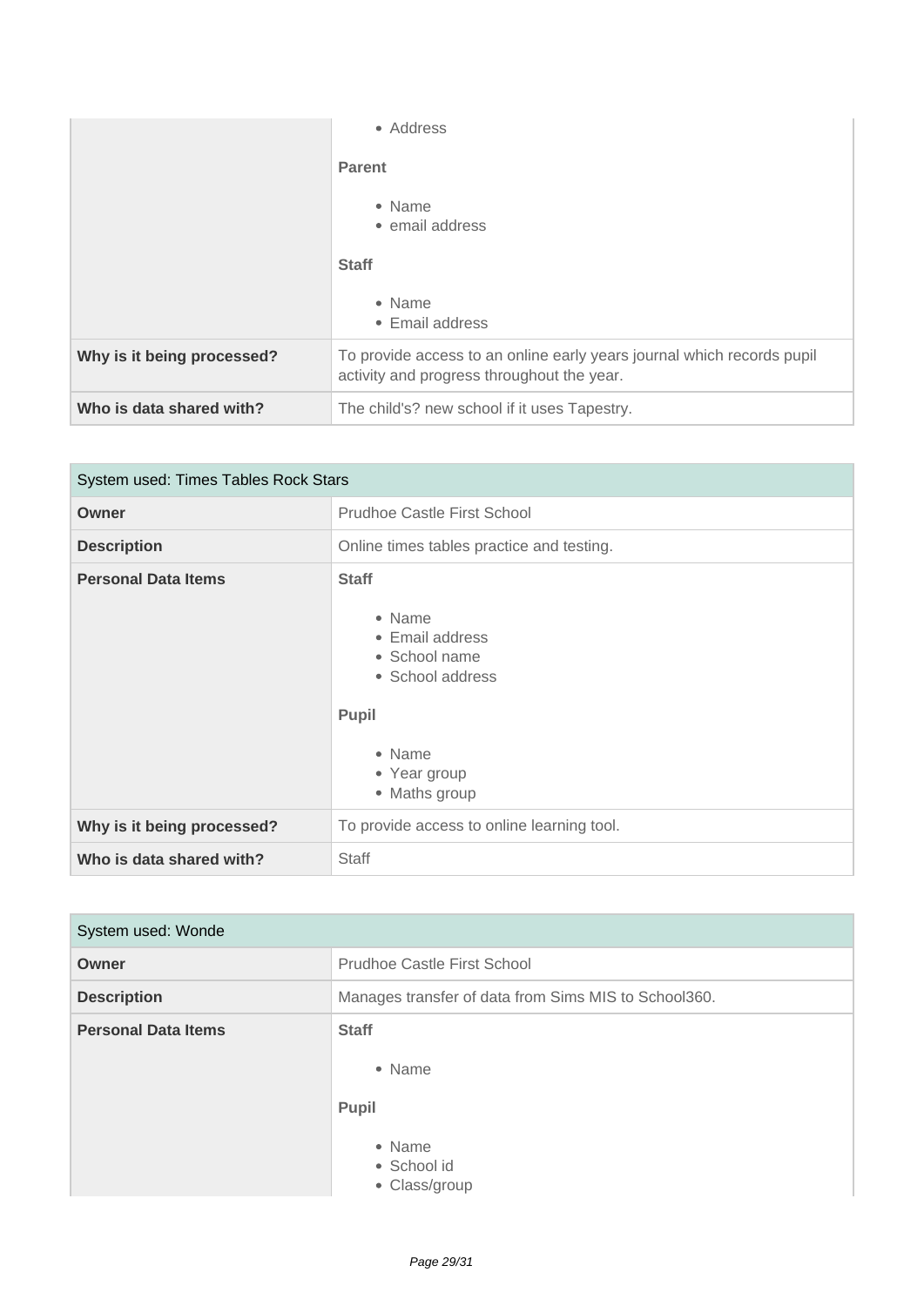| | |
|---|---|
| | • Address<br><br>**Parent**<br><br>• Name<br>• email address<br><br>**Staff**<br><br>• Name<br>• Email address |
| **Why is it being processed?** | To provide access to an online early years journal which records pupil activity and progress throughout the year. |
| **Who is data shared with?** | The child's? new school if it uses Tapestry. |

| System used: Times Tables Rock Stars | |
|---|---|
| **Owner** | Prudhoe Castle First School |
| **Description** | Online times tables practice and testing. |
| **Personal Data Items** | **Staff**<br><br>• Name<br>• Email address<br>• School name<br>• School address<br><br>**Pupil**<br><br>• Name<br>• Year group<br>• Maths group |
| **Why is it being processed?** | To provide access to online learning tool. |
| **Who is data shared with?** | Staff |

| System used: Wonde | |
|---|---|
| **Owner** | Prudhoe Castle First School |
| **Description** | Manages transfer of data from Sims MIS to School360. |
| **Personal Data Items** | **Staff**<br><br>• Name<br><br>**Pupil**<br><br>• Name<br>• School id<br>• Class/group |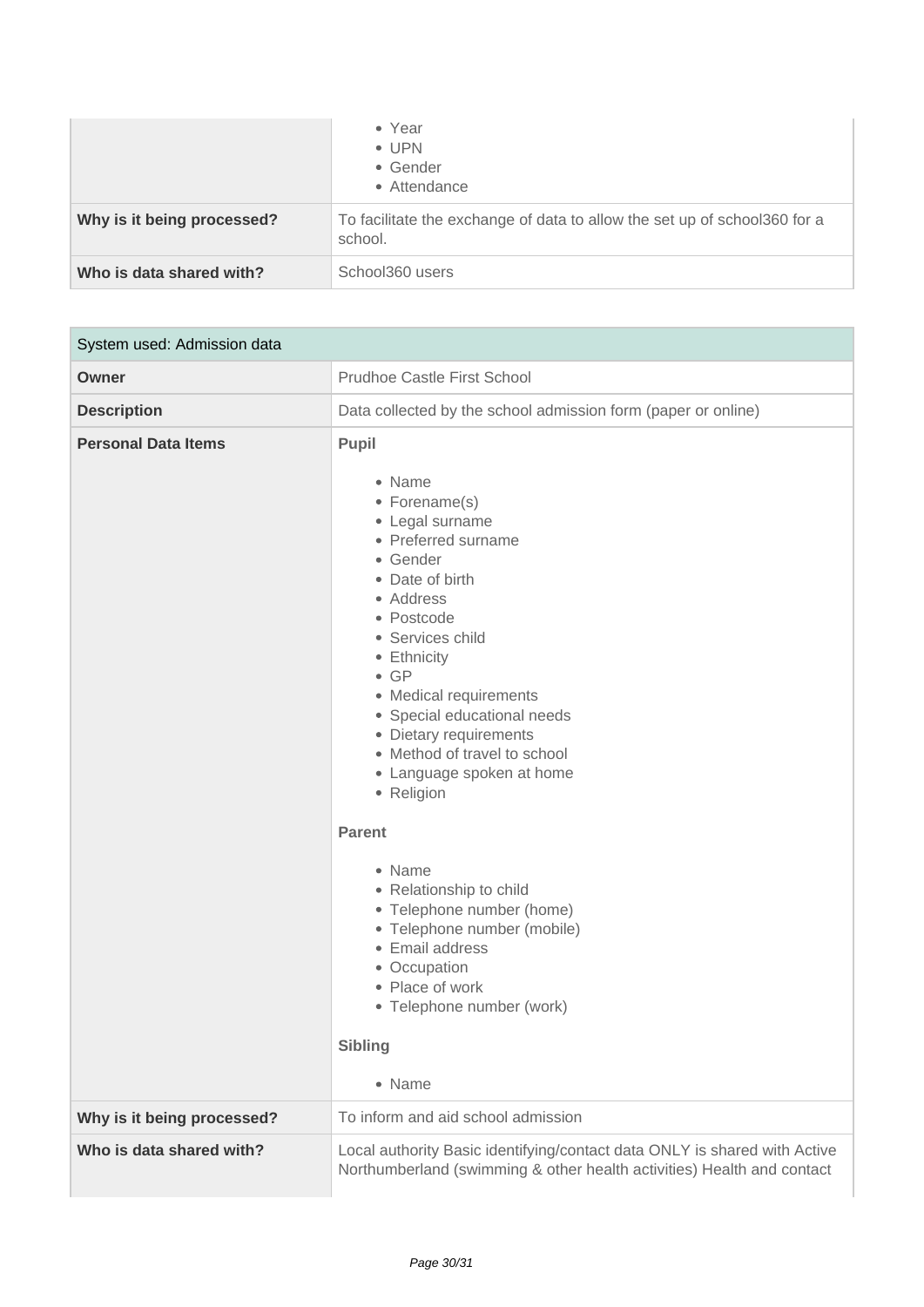| | |
|---|---|
| | <ul><li>Year</li><li>UPN</li><li>Gender</li><li>Attendance</li></ul> |
| **Why is it being processed?** | To facilitate the exchange of data to allow the set up of school360 for a school. |
| **Who is data shared with?** | School360 users |

| System used: Admission data | |
|---|---|
| **Owner** | Prudhoe Castle First School |
| **Description** | Data collected by the school admission form (paper or online) |
| **Personal Data Items** | **Pupil**<ul><li>Name</li><li>Forename(s)</li><li>Legal surname</li><li>Preferred surname</li><li>Gender</li><li>Date of birth</li><li>Address</li><li>Postcode</li><li>Services child</li><li>Ethnicity</li><li>GP</li><li>Medical requirements</li><li>Special educational needs</li><li>Dietary requirements</li><li>Method of travel to school</li><li>Language spoken at home</li><li>Religion</li></ul>**Parent**<ul><li>Name</li><li>Relationship to child</li><li>Telephone number (home)</li><li>Telephone number (mobile)</li><li>Email address</li><li>Occupation</li><li>Place of work</li><li>Telephone number (work)</li></ul>**Sibling**<ul><li>Name</li></ul> |
| **Why is it being processed?** | To inform and aid school admission |
| **Who is data shared with?** | Local authority Basic identifying/contact data ONLY is shared with Active Northumberland (swimming & other health activities) Health and contact |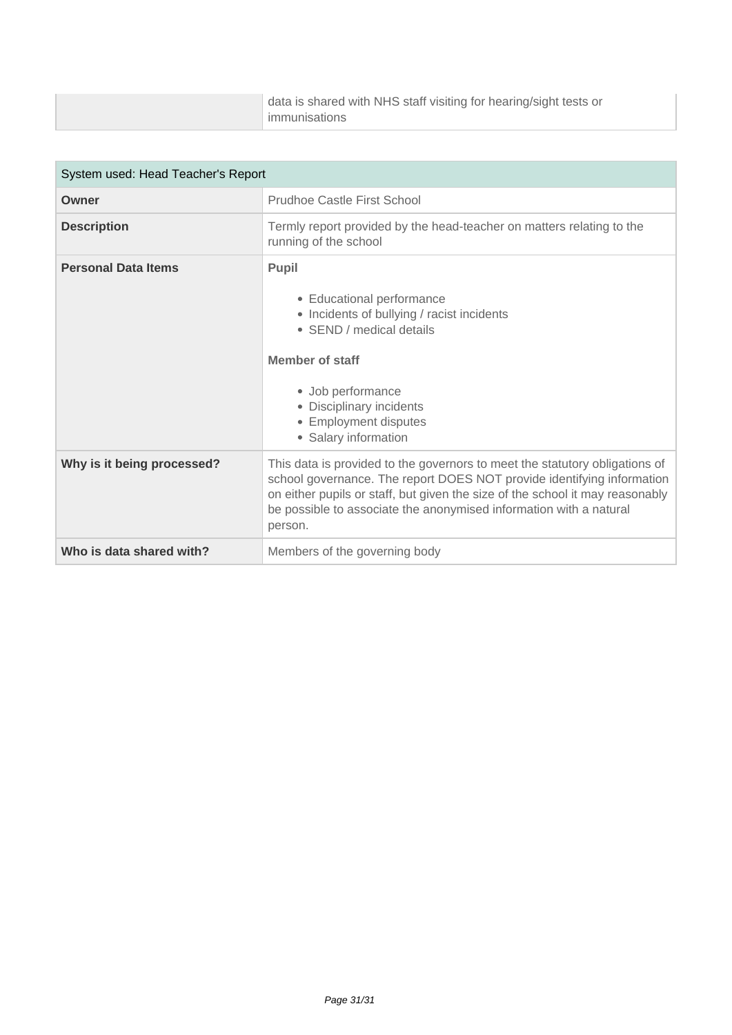| | |
|---|---|
| | data is shared with NHS staff visiting for hearing/sight tests or immunisations |

| System used: Head Teacher's Report | |
|---|---|
| **Owner** | Prudhoe Castle First School |
| **Description** | Termly report provided by the head-teacher on matters relating to the running of the school |
| **Personal Data Items** | **Pupil**<br><br>• Educational performance<br>• Incidents of bullying / racist incidents<br>• SEND / medical details<br><br>**Member of staff**<br><br>• Job performance<br>• Disciplinary incidents<br>• Employment disputes<br>• Salary information |
| **Why is it being processed?** | This data is provided to the governors to meet the statutory obligations of school governance. The report DOES NOT provide identifying information on either pupils or staff, but given the size of the school it may reasonably be possible to associate the anonymised information with a natural person. |
| **Who is data shared with?** | Members of the governing body |